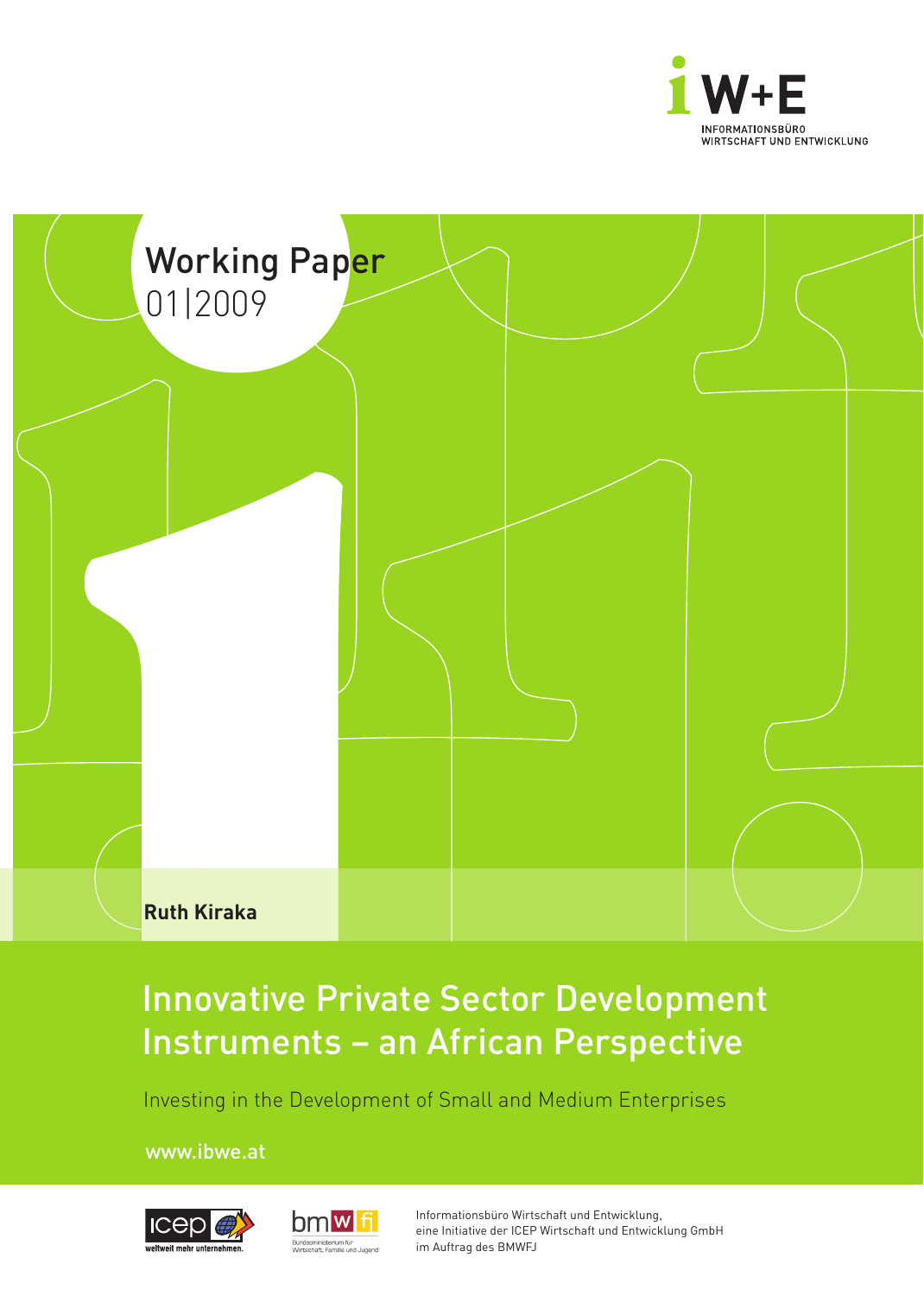iW+E

INFORMATIONSBÜRO
WIRTSCHAFT UND ENTWICKLUNG

Working Paper
01|2009

**Ruth Kiraka**

# Innovative Private Sector Development Instruments – an African Perspective

Investing in the Development of Small and Medium Enterprises

www.ibwe.at

icep weltweit mehr unternehmen.

bmwfj Bundesministerium für Wirtschaft, Familie und Jugend

Informationsbüro Wirtschaft und Entwicklung,
eine Initiative der ICEP Wirtschaft und Entwicklung GmbH
im Auftrag des BMWFJ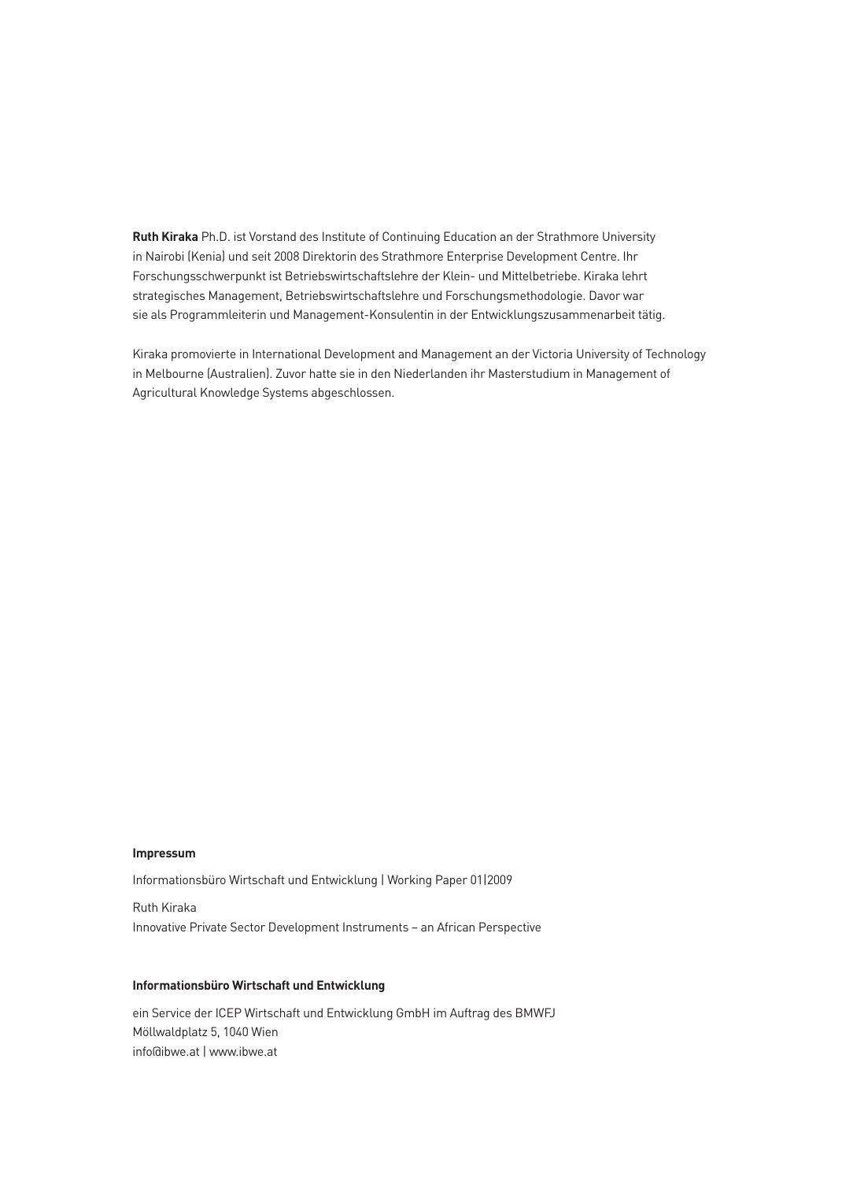**Ruth Kiraka** Ph.D. ist Vorstand des Institute of Continuing Education an der Strathmore University in Nairobi (Kenia) und seit 2008 Direktorin des Strathmore Enterprise Development Centre. Ihr Forschungsschwerpunkt ist Betriebswirtschaftslehre der Klein- und Mittelbetriebe. Kiraka lehrt strategisches Management, Betriebswirtschaftslehre und Forschungsmethodologie. Davor war sie als Programmleiterin und Management-Konsulentin in der Entwicklungszusammenarbeit tätig.

Kiraka promovierte in International Development and Management an der Victoria University of Technology in Melbourne (Australien). Zuvor hatte sie in den Niederlanden ihr Masterstudium in Management of Agricultural Knowledge Systems abgeschlossen.

**Impressum**

Informationsbüro Wirtschaft und Entwicklung | Working Paper 01|2009

Ruth Kiraka
Innovative Private Sector Development Instruments – an African Perspective

**Informationsbüro Wirtschaft und Entwicklung**

ein Service der ICEP Wirtschaft und Entwicklung GmbH im Auftrag des BMWFJ
Möllwaldplatz 5, 1040 Wien
info@ibwe.at | www.ibwe.at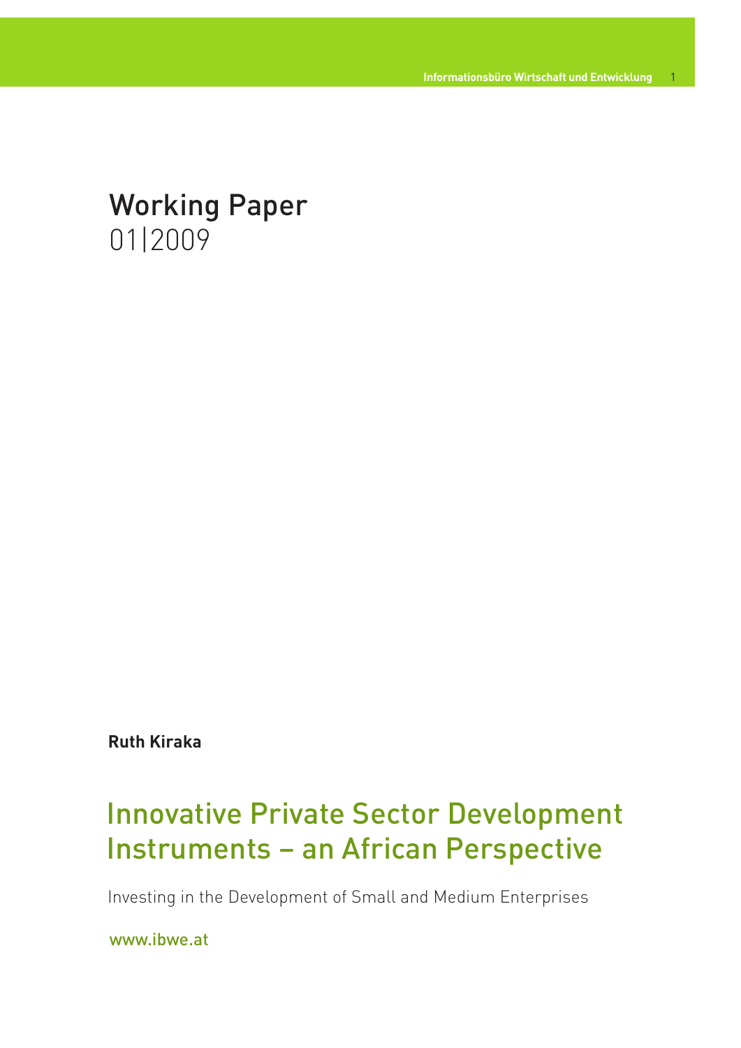# Working Paper
01|2009

**Ruth Kiraka**

## Innovative Private Sector Development Instruments – an African Perspective

Investing in the Development of Small and Medium Enterprises

www.ibwe.at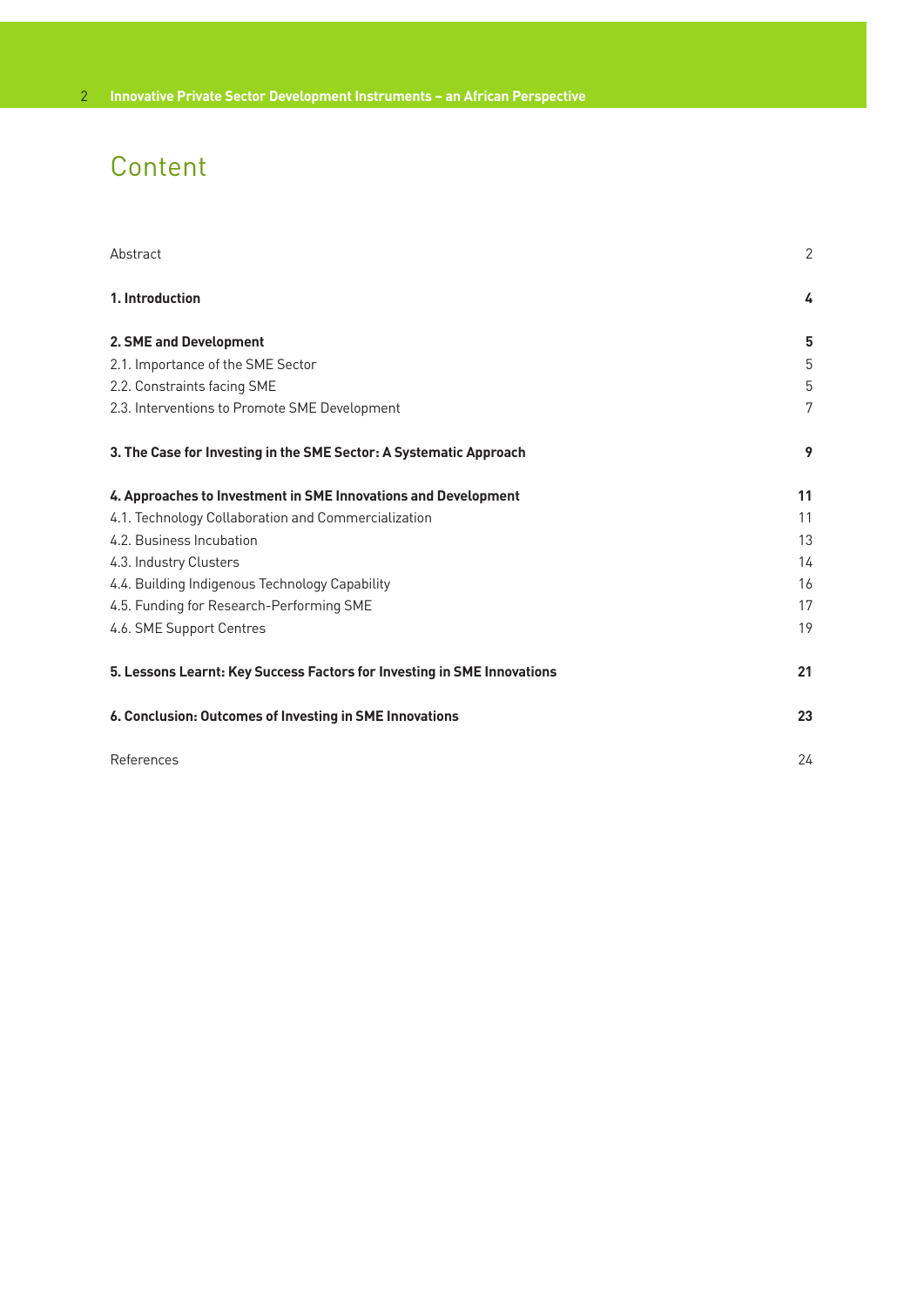# Content

| | |
|---|---|
| Abstract | 2 |
| **1. Introduction** | **4** |
| **2. SME and Development** | **5** |
| 2.1. Importance of the SME Sector | 5 |
| 2.2. Constraints facing SME | 5 |
| 2.3. Interventions to Promote SME Development | 7 |
| **3. The Case for Investing in the SME Sector: A Systematic Approach** | **9** |
| **4. Approaches to Investment in SME Innovations and Development** | **11** |
| 4.1. Technology Collaboration and Commercialization | 11 |
| 4.2. Business Incubation | 13 |
| 4.3. Industry Clusters | 14 |
| 4.4. Building Indigenous Technology Capability | 16 |
| 4.5. Funding for Research-Performing SME | 17 |
| 4.6. SME Support Centres | 19 |
| **5. Lessons Learnt: Key Success Factors for Investing in SME Innovations** | **21** |
| **6. Conclusion: Outcomes of Investing in SME Innovations** | **23** |
| References | 24 |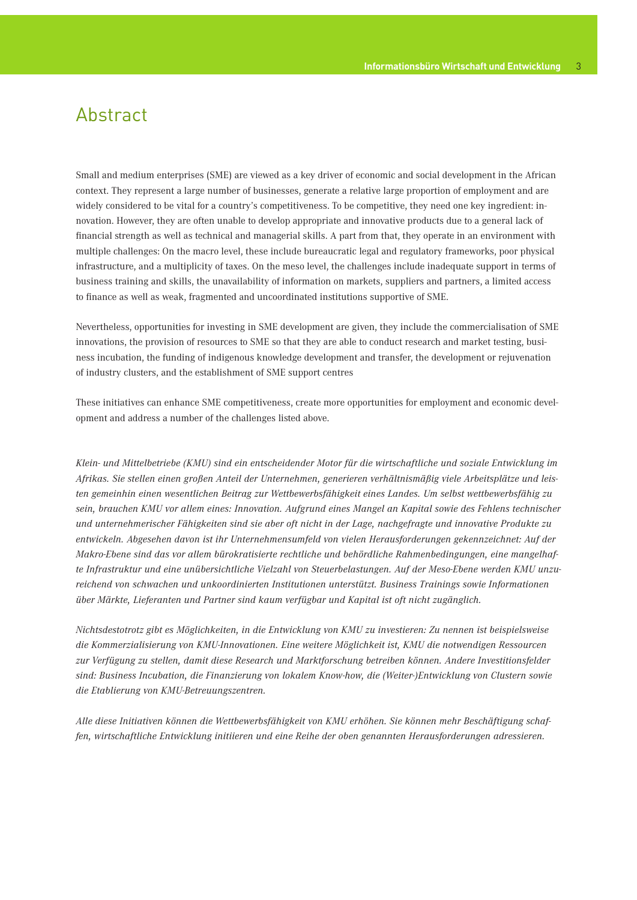# Abstract

Small and medium enterprises (SME) are viewed as a key driver of economic and social development in the African context. They represent a large number of businesses, generate a relative large proportion of employment and are widely considered to be vital for a country's competitiveness. To be competitive, they need one key ingredient: innovation. However, they are often unable to develop appropriate and innovative products due to a general lack of financial strength as well as technical and managerial skills. A part from that, they operate in an environment with multiple challenges: On the macro level, these include bureaucratic legal and regulatory frameworks, poor physical infrastructure, and a multiplicity of taxes. On the meso level, the challenges include inadequate support in terms of business training and skills, the unavailability of information on markets, suppliers and partners, a limited access to finance as well as weak, fragmented and uncoordinated institutions supportive of SME.

Nevertheless, opportunities for investing in SME development are given, they include the commercialisation of SME innovations, the provision of resources to SME so that they are able to conduct research and market testing, business incubation, the funding of indigenous knowledge development and transfer, the development or rejuvenation of industry clusters, and the establishment of SME support centres

These initiatives can enhance SME competitiveness, create more opportunities for employment and economic development and address a number of the challenges listed above.

*Klein- und Mittelbetriebe (KMU) sind ein entscheidender Motor für die wirtschaftliche und soziale Entwicklung im Afrikas. Sie stellen einen großen Anteil der Unternehmen, generieren verhältnismäßig viele Arbeitsplätze und leisten gemeinhin einen wesentlichen Beitrag zur Wettbewerbsfähigkeit eines Landes. Um selbst wettbewerbsfähig zu sein, brauchen KMU vor allem eines: Innovation. Aufgrund eines Mangel an Kapital sowie des Fehlens technischer und unternehmerischer Fähigkeiten sind sie aber oft nicht in der Lage, nachgefragte und innovative Produkte zu entwickeln. Abgesehen davon ist ihr Unternehmensumfeld von vielen Herausforderungen gekennzeichnet: Auf der Makro-Ebene sind das vor allem bürokratisierte rechtliche und behördliche Rahmenbedingungen, eine mangelhafte Infrastruktur und eine unübersichtliche Vielzahl von Steuerbelastungen. Auf der Meso-Ebene werden KMU unzureichend von schwachen und unkoordinierten Institutionen unterstützt. Business Trainings sowie Informationen über Märkte, Lieferanten und Partner sind kaum verfügbar und Kapital ist oft nicht zugänglich.*

*Nichtsdestotrotz gibt es Möglichkeiten, in die Entwicklung von KMU zu investieren: Zu nennen ist beispielsweise die Kommerzialisierung von KMU-Innovationen. Eine weitere Möglichkeit ist, KMU die notwendigen Ressourcen zur Verfügung zu stellen, damit diese Research und Marktforschung betreiben können. Andere Investitionsfelder sind: Business Incubation, die Finanzierung von lokalem Know-how, die (Weiter-)Entwicklung von Clustern sowie die Etablierung von KMU-Betreuungszentren.*

*Alle diese Initiativen können die Wettbewerbsfähigkeit von KMU erhöhen. Sie können mehr Beschäftigung schaffen, wirtschaftliche Entwicklung initiieren und eine Reihe der oben genannten Herausforderungen adressieren.*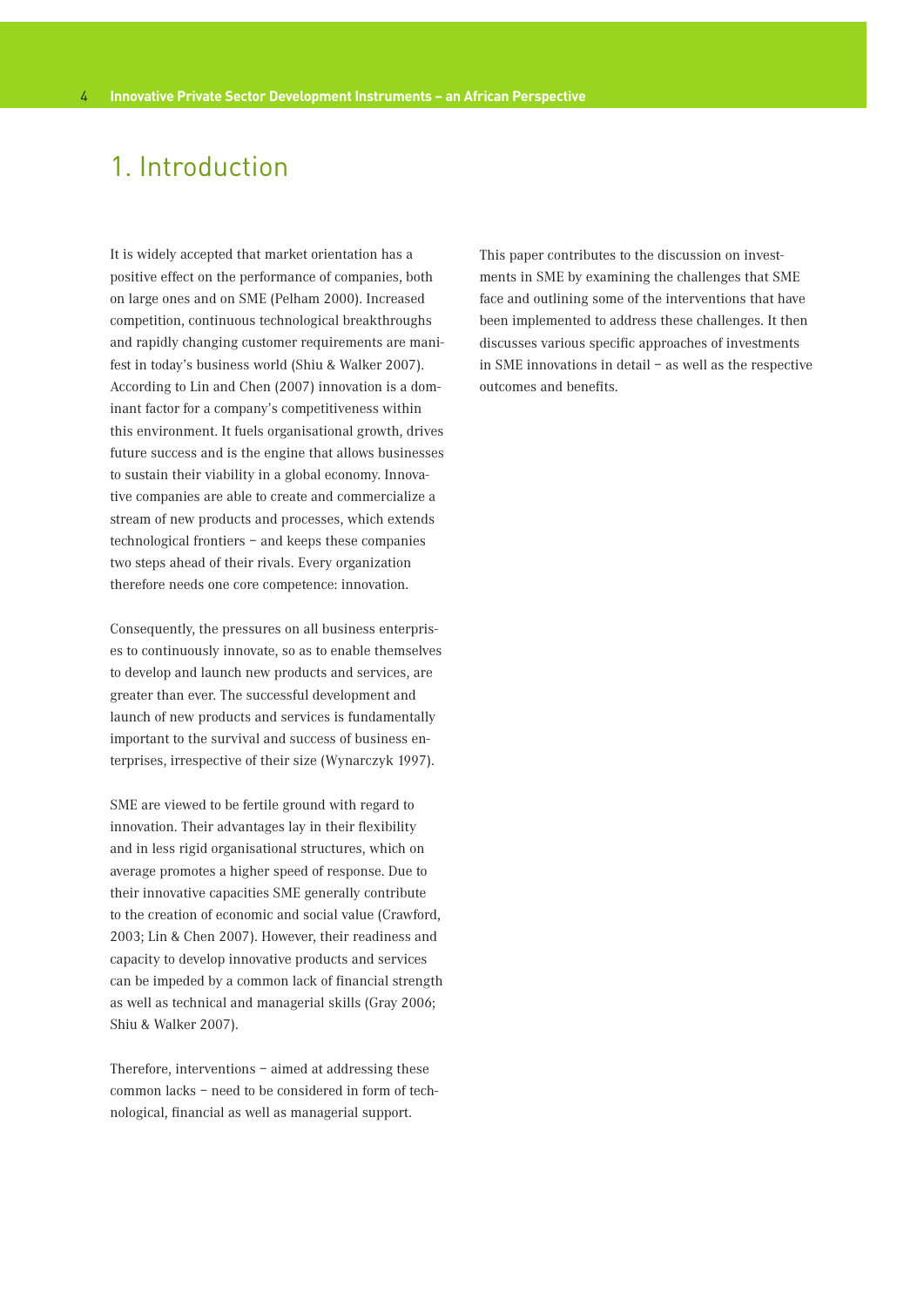# 1. Introduction

It is widely accepted that market orientation has a positive effect on the performance of companies, both on large ones and on SME (Pelham 2000). Increased competition, continuous technological breakthroughs and rapidly changing customer requirements are manifest in today's business world (Shiu & Walker 2007). According to Lin and Chen (2007) innovation is a dominant factor for a company's competitiveness within this environment. It fuels organisational growth, drives future success and is the engine that allows businesses to sustain their viability in a global economy. Innovative companies are able to create and commercialize a stream of new products and processes, which extends technological frontiers – and keeps these companies two steps ahead of their rivals. Every organization therefore needs one core competence: innovation.

Consequently, the pressures on all business enterprises to continuously innovate, so as to enable themselves to develop and launch new products and services, are greater than ever. The successful development and launch of new products and services is fundamentally important to the survival and success of business enterprises, irrespective of their size (Wynarczyk 1997).

SME are viewed to be fertile ground with regard to innovation. Their advantages lay in their flexibility and in less rigid organisational structures, which on average promotes a higher speed of response. Due to their innovative capacities SME generally contribute to the creation of economic and social value (Crawford, 2003; Lin & Chen 2007). However, their readiness and capacity to develop innovative products and services can be impeded by a common lack of financial strength as well as technical and managerial skills (Gray 2006; Shiu & Walker 2007).

Therefore, interventions – aimed at addressing these common lacks – need to be considered in form of technological, financial as well as managerial support.

This paper contributes to the discussion on investments in SME by examining the challenges that SME face and outlining some of the interventions that have been implemented to address these challenges. It then discusses various specific approaches of investments in SME innovations in detail – as well as the respective outcomes and benefits.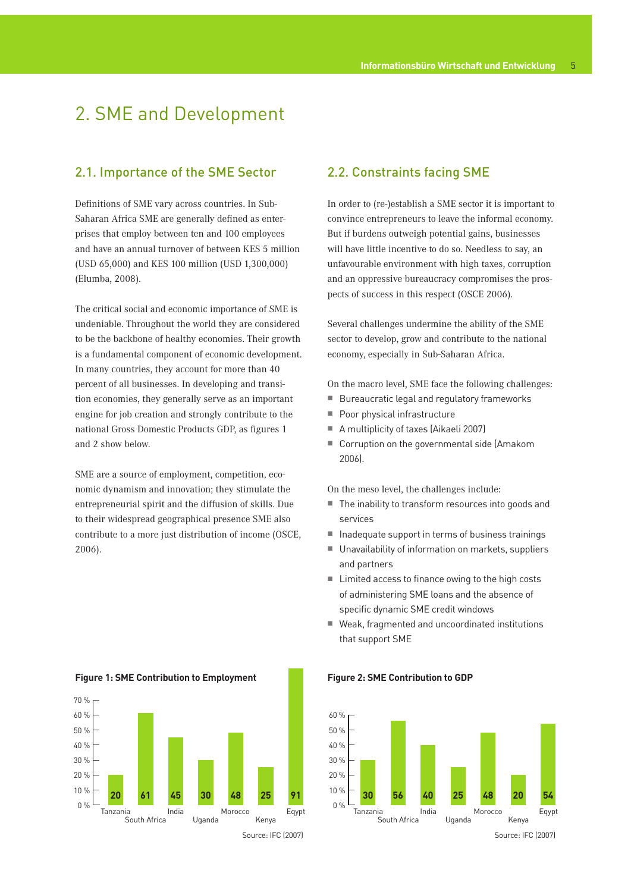# 2. SME and Development

## 2.1. Importance of the SME Sector

Definitions of SME vary across countries. In Sub-Saharan Africa SME are generally defined as enterprises that employ between ten and 100 employees and have an annual turnover of between KES 5 million (USD 65,000) and KES 100 million (USD 1,300,000) (Elumba, 2008).

The critical social and economic importance of SME is undeniable. Throughout the world they are considered to be the backbone of healthy economies. Their growth is a fundamental component of economic development. In many countries, they account for more than 40 percent of all businesses. In developing and transition economies, they generally serve as an important engine for job creation and strongly contribute to the national Gross Domestic Products GDP, as figures 1 and 2 show below.

SME are a source of employment, competition, economic dynamism and innovation; they stimulate the entrepreneurial spirit and the diffusion of skills. Due to their widespread geographical presence SME also contribute to a more just distribution of income (OSCE, 2006).

## 2.2. Constraints facing SME

In order to (re-)establish a SME sector it is important to convince entrepreneurs to leave the informal economy. But if burdens outweigh potential gains, businesses will have little incentive to do so. Needless to say, an unfavourable environment with high taxes, corruption and an oppressive bureaucracy compromises the prospects of success in this respect (OSCE 2006).

Several challenges undermine the ability of the SME sector to develop, grow and contribute to the national economy, especially in Sub-Saharan Africa.

On the macro level, SME face the following challenges:

- Bureaucratic legal and regulatory frameworks
- Poor physical infrastructure
- A multiplicity of taxes (Aikaeli 2007)
- Corruption on the governmental side (Amakom 2006).

On the meso level, the challenges include:

- The inability to transform resources into goods and services
- Inadequate support in terms of business trainings
- Unavailability of information on markets, suppliers and partners
- Limited access to finance owing to the high costs of administering SME loans and the absence of specific dynamic SME credit windows
- Weak, fragmented and uncoordinated institutions that support SME

**Figure 1: SME Contribution to Employment**

| Country | % |
|---|---|
| Tanzania | 20 |
| South Africa | 61 |
| India | 45 |
| Uganda | 30 |
| Morocco | 48 |
| Kenya | 25 |
| Eqypt | 91 |

Source: IFC (2007)

**Figure 2: SME Contribution to GDP**

| Country | % |
|---|---|
| Tanzania | 30 |
| South Africa | 56 |
| India | 40 |
| Uganda | 25 |
| Morocco | 48 |
| Kenya | 20 |
| Eqypt | 54 |

Source: IFC (2007)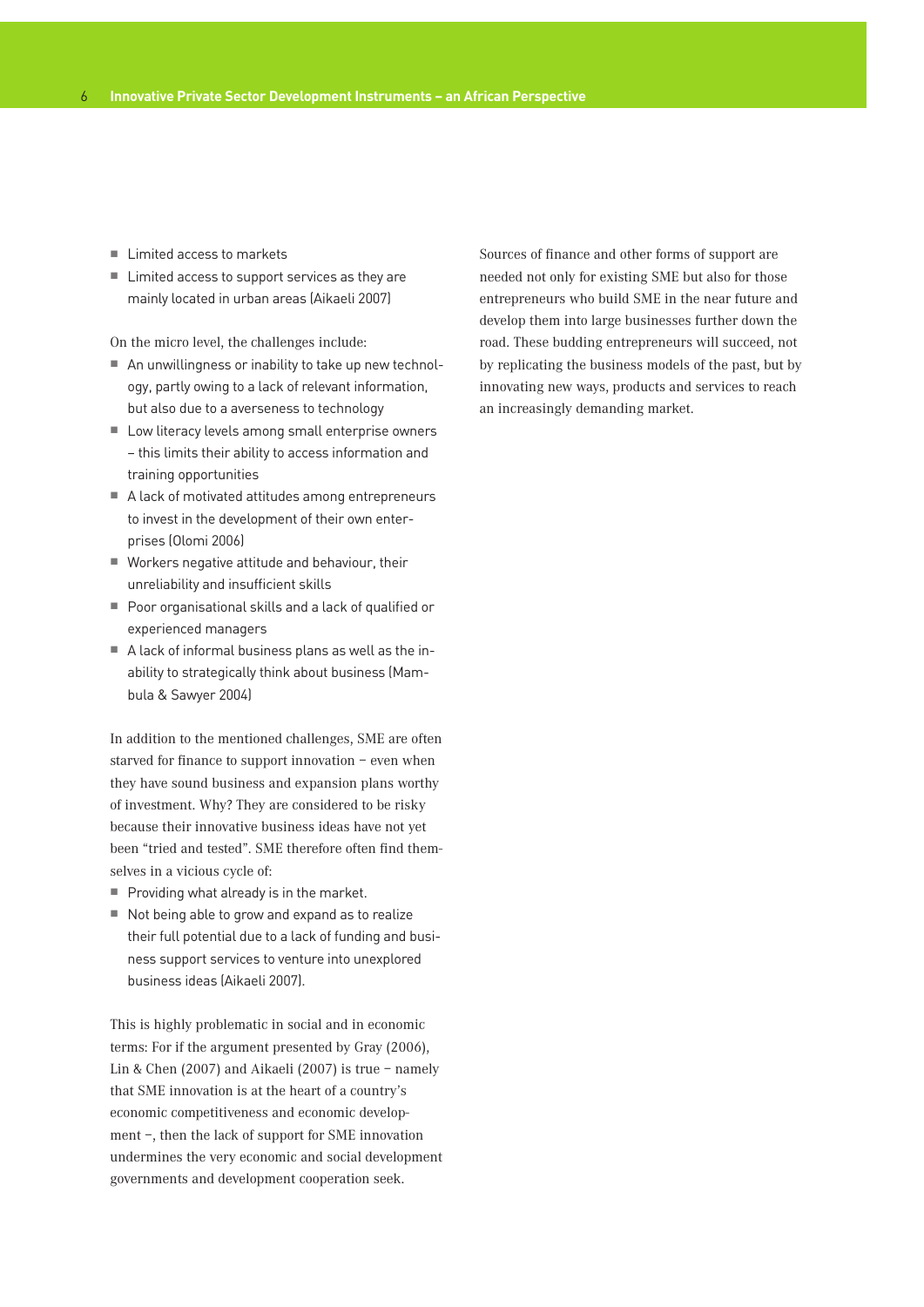- Limited access to markets
- Limited access to support services as they are mainly located in urban areas (Aikaeli 2007)

On the micro level, the challenges include:

- An unwillingness or inability to take up new technology, partly owing to a lack of relevant information, but also due to a averseness to technology
- Low literacy levels among small enterprise owners – this limits their ability to access information and training opportunities
- A lack of motivated attitudes among entrepreneurs to invest in the development of their own enterprises (Olomi 2006)
- Workers negative attitude and behaviour, their unreliability and insufficient skills
- Poor organisational skills and a lack of qualified or experienced managers
- A lack of informal business plans as well as the inability to strategically think about business (Mambula & Sawyer 2004)

In addition to the mentioned challenges, SME are often starved for finance to support innovation – even when they have sound business and expansion plans worthy of investment. Why? They are considered to be risky because their innovative business ideas have not yet been "tried and tested". SME therefore often find themselves in a vicious cycle of:

- Providing what already is in the market.
- Not being able to grow and expand as to realize their full potential due to a lack of funding and business support services to venture into unexplored business ideas (Aikaeli 2007).

This is highly problematic in social and in economic terms: For if the argument presented by Gray (2006), Lin & Chen (2007) and Aikaeli (2007) is true – namely that SME innovation is at the heart of a country's economic competitiveness and economic development –, then the lack of support for SME innovation undermines the very economic and social development governments and development cooperation seek.

Sources of finance and other forms of support are needed not only for existing SME but also for those entrepreneurs who build SME in the near future and develop them into large businesses further down the road. These budding entrepreneurs will succeed, not by replicating the business models of the past, but by innovating new ways, products and services to reach an increasingly demanding market.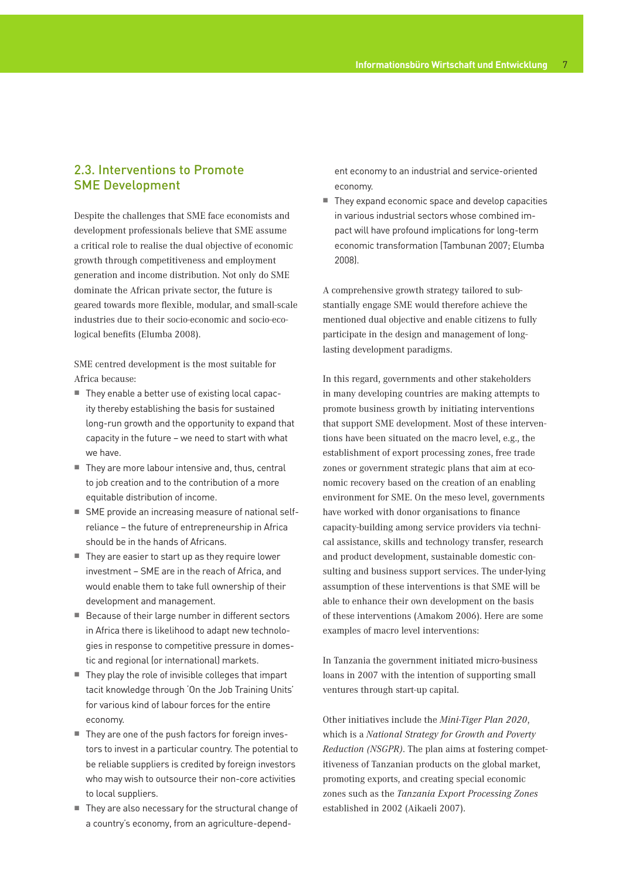## 2.3. Interventions to Promote SME Development

Despite the challenges that SME face economists and development professionals believe that SME assume a critical role to realise the dual objective of economic growth through competitiveness and employment generation and income distribution. Not only do SME dominate the African private sector, the future is geared towards more flexible, modular, and small-scale industries due to their socio-economic and socio-ecological benefits (Elumba 2008).

SME centred development is the most suitable for Africa because:

- They enable a better use of existing local capacity thereby establishing the basis for sustained long-run growth and the opportunity to expand that capacity in the future – we need to start with what we have.
- They are more labour intensive and, thus, central to job creation and to the contribution of a more equitable distribution of income.
- SME provide an increasing measure of national self-reliance – the future of entrepreneurship in Africa should be in the hands of Africans.
- They are easier to start up as they require lower investment – SME are in the reach of Africa, and would enable them to take full ownership of their development and management.
- Because of their large number in different sectors in Africa there is likelihood to adapt new technologies in response to competitive pressure in domestic and regional (or international) markets.
- They play the role of invisible colleges that impart tacit knowledge through 'On the Job Training Units' for various kind of labour forces for the entire economy.
- They are one of the push factors for foreign investors to invest in a particular country. The potential to be reliable suppliers is credited by foreign investors who may wish to outsource their non-core activities to local suppliers.
- They are also necessary for the structural change of a country's economy, from an agriculture-dependent economy to an industrial and service-oriented economy.
- They expand economic space and develop capacities in various industrial sectors whose combined impact will have profound implications for long-term economic transformation (Tambunan 2007; Elumba 2008).

A comprehensive growth strategy tailored to substantially engage SME would therefore achieve the mentioned dual objective and enable citizens to fully participate in the design and management of long-lasting development paradigms.

In this regard, governments and other stakeholders in many developing countries are making attempts to promote business growth by initiating interventions that support SME development. Most of these interventions have been situated on the macro level, e.g., the establishment of export processing zones, free trade zones or government strategic plans that aim at economic recovery based on the creation of an enabling environment for SME. On the meso level, governments have worked with donor organisations to finance capacity-building among service providers via technical assistance, skills and technology transfer, research and product development, sustainable domestic consulting and business support services. The under-lying assumption of these interventions is that SME will be able to enhance their own development on the basis of these interventions (Amakom 2006). Here are some examples of macro level interventions:

In Tanzania the government initiated micro-business loans in 2007 with the intention of supporting small ventures through start-up capital.

Other initiatives include the *Mini-Tiger Plan 2020*, which is a *National Strategy for Growth and Poverty Reduction (NSGPR)*. The plan aims at fostering competitiveness of Tanzanian products on the global market, promoting exports, and creating special economic zones such as the *Tanzania Export Processing Zones* established in 2002 (Aikaeli 2007).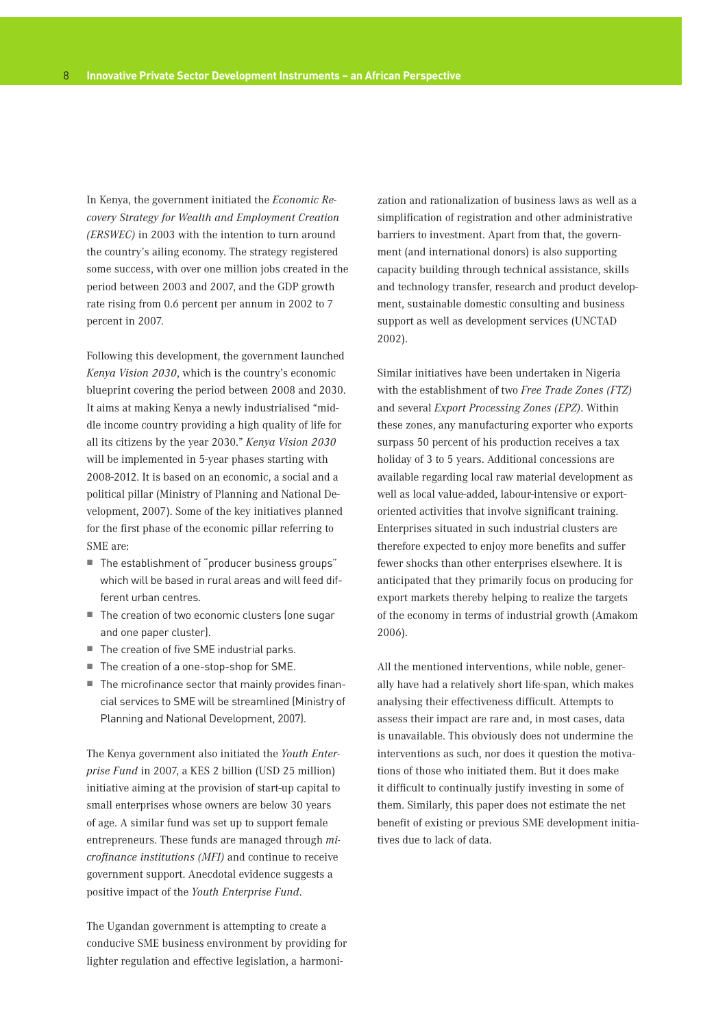In Kenya, the government initiated the *Economic Recovery Strategy for Wealth and Employment Creation (ERSWEC)* in 2003 with the intention to turn around the country's ailing economy. The strategy registered some success, with over one million jobs created in the period between 2003 and 2007, and the GDP growth rate rising from 0.6 percent per annum in 2002 to 7 percent in 2007.

Following this development, the government launched *Kenya Vision 2030*, which is the country's economic blueprint covering the period between 2008 and 2030. It aims at making Kenya a newly industrialised "middle income country providing a high quality of life for all its citizens by the year 2030." *Kenya Vision 2030* will be implemented in 5-year phases starting with 2008-2012. It is based on an economic, a social and a political pillar (Ministry of Planning and National Development, 2007). Some of the key initiatives planned for the first phase of the economic pillar referring to SME are:

- The establishment of "producer business groups" which will be based in rural areas and will feed different urban centres.
- The creation of two economic clusters (one sugar and one paper cluster).
- The creation of five SME industrial parks.
- The creation of a one-stop-shop for SME.
- The microfinance sector that mainly provides financial services to SME will be streamlined (Ministry of Planning and National Development, 2007).

The Kenya government also initiated the *Youth Enterprise Fund* in 2007, a KES 2 billion (USD 25 million) initiative aiming at the provision of start-up capital to small enterprises whose owners are below 30 years of age. A similar fund was set up to support female entrepreneurs. These funds are managed through *microfinance institutions (MFI)* and continue to receive government support. Anecdotal evidence suggests a positive impact of the *Youth Enterprise Fund*.

The Ugandan government is attempting to create a conducive SME business environment by providing for lighter regulation and effective legislation, a harmonization and rationalization of business laws as well as a simplification of registration and other administrative barriers to investment. Apart from that, the government (and international donors) is also supporting capacity building through technical assistance, skills and technology transfer, research and product development, sustainable domestic consulting and business support as well as development services (UNCTAD 2002).

Similar initiatives have been undertaken in Nigeria with the establishment of two *Free Trade Zones (FTZ)* and several *Export Processing Zones (EPZ)*. Within these zones, any manufacturing exporter who exports surpass 50 percent of his production receives a tax holiday of 3 to 5 years. Additional concessions are available regarding local raw material development as well as local value-added, labour-intensive or export-oriented activities that involve significant training. Enterprises situated in such industrial clusters are therefore expected to enjoy more benefits and suffer fewer shocks than other enterprises elsewhere. It is anticipated that they primarily focus on producing for export markets thereby helping to realize the targets of the economy in terms of industrial growth (Amakom 2006).

All the mentioned interventions, while noble, generally have had a relatively short life-span, which makes analysing their effectiveness difficult. Attempts to assess their impact are rare and, in most cases, data is unavailable. This obviously does not undermine the interventions as such, nor does it question the motivations of those who initiated them. But it does make it difficult to continually justify investing in some of them. Similarly, this paper does not estimate the net benefit of existing or previous SME development initiatives due to lack of data.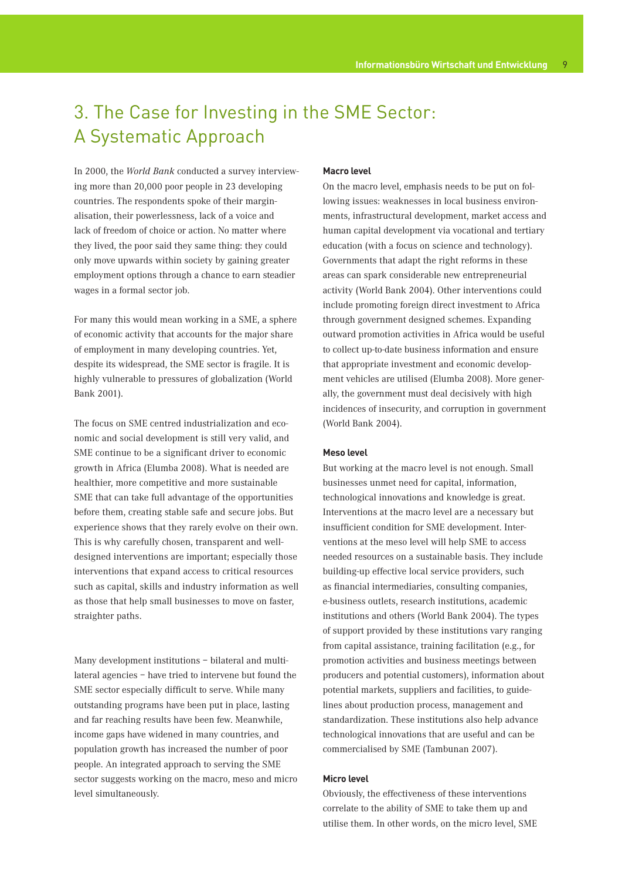# 3. The Case for Investing in the SME Sector: A Systematic Approach

In 2000, the *World Bank* conducted a survey interviewing more than 20,000 poor people in 23 developing countries. The respondents spoke of their marginalisation, their powerlessness, lack of a voice and lack of freedom of choice or action. No matter where they lived, the poor said they same thing: they could only move upwards within society by gaining greater employment options through a chance to earn steadier wages in a formal sector job.

For many this would mean working in a SME, a sphere of economic activity that accounts for the major share of employment in many developing countries. Yet, despite its widespread, the SME sector is fragile. It is highly vulnerable to pressures of globalization (World Bank 2001).

The focus on SME centred industrialization and economic and social development is still very valid, and SME continue to be a significant driver to economic growth in Africa (Elumba 2008). What is needed are healthier, more competitive and more sustainable SME that can take full advantage of the opportunities before them, creating stable safe and secure jobs. But experience shows that they rarely evolve on their own. This is why carefully chosen, transparent and well-designed interventions are important; especially those interventions that expand access to critical resources such as capital, skills and industry information as well as those that help small businesses to move on faster, straighter paths.

Many development institutions – bilateral and multilateral agencies – have tried to intervene but found the SME sector especially difficult to serve. While many outstanding programs have been put in place, lasting and far reaching results have been few. Meanwhile, income gaps have widened in many countries, and population growth has increased the number of poor people. An integrated approach to serving the SME sector suggests working on the macro, meso and micro level simultaneously.

**Macro level**

On the macro level, emphasis needs to be put on following issues: weaknesses in local business environments, infrastructural development, market access and human capital development via vocational and tertiary education (with a focus on science and technology). Governments that adapt the right reforms in these areas can spark considerable new entrepreneurial activity (World Bank 2004). Other interventions could include promoting foreign direct investment to Africa through government designed schemes. Expanding outward promotion activities in Africa would be useful to collect up-to-date business information and ensure that appropriate investment and economic development vehicles are utilised (Elumba 2008). More generally, the government must deal decisively with high incidences of insecurity, and corruption in government (World Bank 2004).

**Meso level**

But working at the macro level is not enough. Small businesses unmet need for capital, information, technological innovations and knowledge is great. Interventions at the macro level are a necessary but insufficient condition for SME development. Interventions at the meso level will help SME to access needed resources on a sustainable basis. They include building-up effective local service providers, such as financial intermediaries, consulting companies, e-business outlets, research institutions, academic institutions and others (World Bank 2004). The types of support provided by these institutions vary ranging from capital assistance, training facilitation (e.g., for promotion activities and business meetings between producers and potential customers), information about potential markets, suppliers and facilities, to guidelines about production process, management and standardization. These institutions also help advance technological innovations that are useful and can be commercialised by SME (Tambunan 2007).

**Micro level**

Obviously, the effectiveness of these interventions correlate to the ability of SME to take them up and utilise them. In other words, on the micro level, SME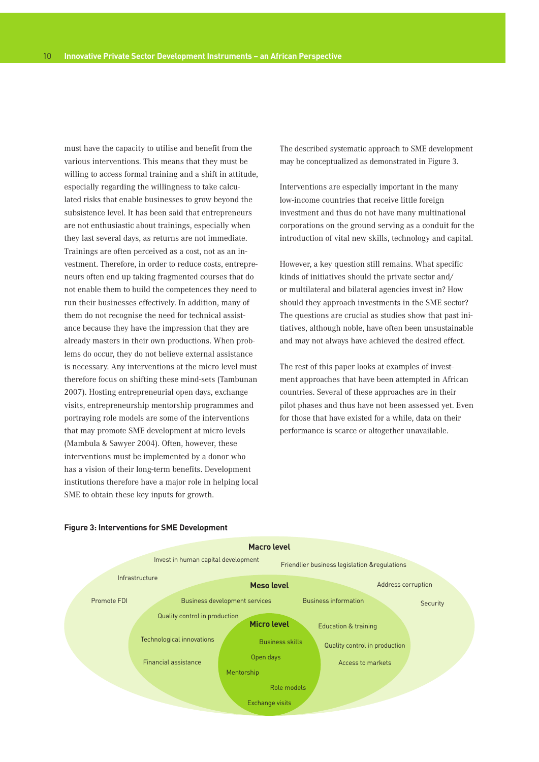must have the capacity to utilise and benefit from the various interventions. This means that they must be willing to access formal training and a shift in attitude, especially regarding the willingness to take calculated risks that enable businesses to grow beyond the subsistence level. It has been said that entrepreneurs are not enthusiastic about trainings, especially when they last several days, as returns are not immediate. Trainings are often perceived as a cost, not as an investment. Therefore, in order to reduce costs, entrepreneurs often end up taking fragmented courses that do not enable them to build the competences they need to run their businesses effectively. In addition, many of them do not recognise the need for technical assistance because they have the impression that they are already masters in their own productions. When problems do occur, they do not believe external assistance is necessary. Any interventions at the micro level must therefore focus on shifting these mind-sets (Tambunan 2007). Hosting entrepreneurial open days, exchange visits, entrepreneurship mentorship programmes and portraying role models are some of the interventions that may promote SME development at micro levels (Mambula & Sawyer 2004). Often, however, these interventions must be implemented by a donor who has a vision of their long-term benefits. Development institutions therefore have a major role in helping local SME to obtain these key inputs for growth.

The described systematic approach to SME development may be conceptualized as demonstrated in Figure 3.

Interventions are especially important in the many low-income countries that receive little foreign investment and thus do not have many multinational corporations on the ground serving as a conduit for the introduction of vital new skills, technology and capital.

However, a key question still remains. What specific kinds of initiatives should the private sector and/or multilateral and bilateral agencies invest in? How should they approach investments in the SME sector? The questions are crucial as studies show that past initiatives, although noble, have often been unsustainable and may not always have achieved the desired effect.

The rest of this paper looks at examples of investment approaches that have been attempted in African countries. Several of these approaches are in their pilot phases and thus have not been assessed yet. Even for those that have existed for a while, data on their performance is scarce or altogether unavailable.

**Figure 3: Interventions for SME Development**

**Macro level**
Invest in human capital development
Friendlier business legislation &regulations
Infrastructure
Address corruption
Promote FDI
Security

**Meso level**
Business development services
Business information
Quality control in production
Education & training
Technological innovations
Quality control in production
Financial assistance
Access to markets

**Micro level**
Business skills
Open days
Mentorship
Role models
Exchange visits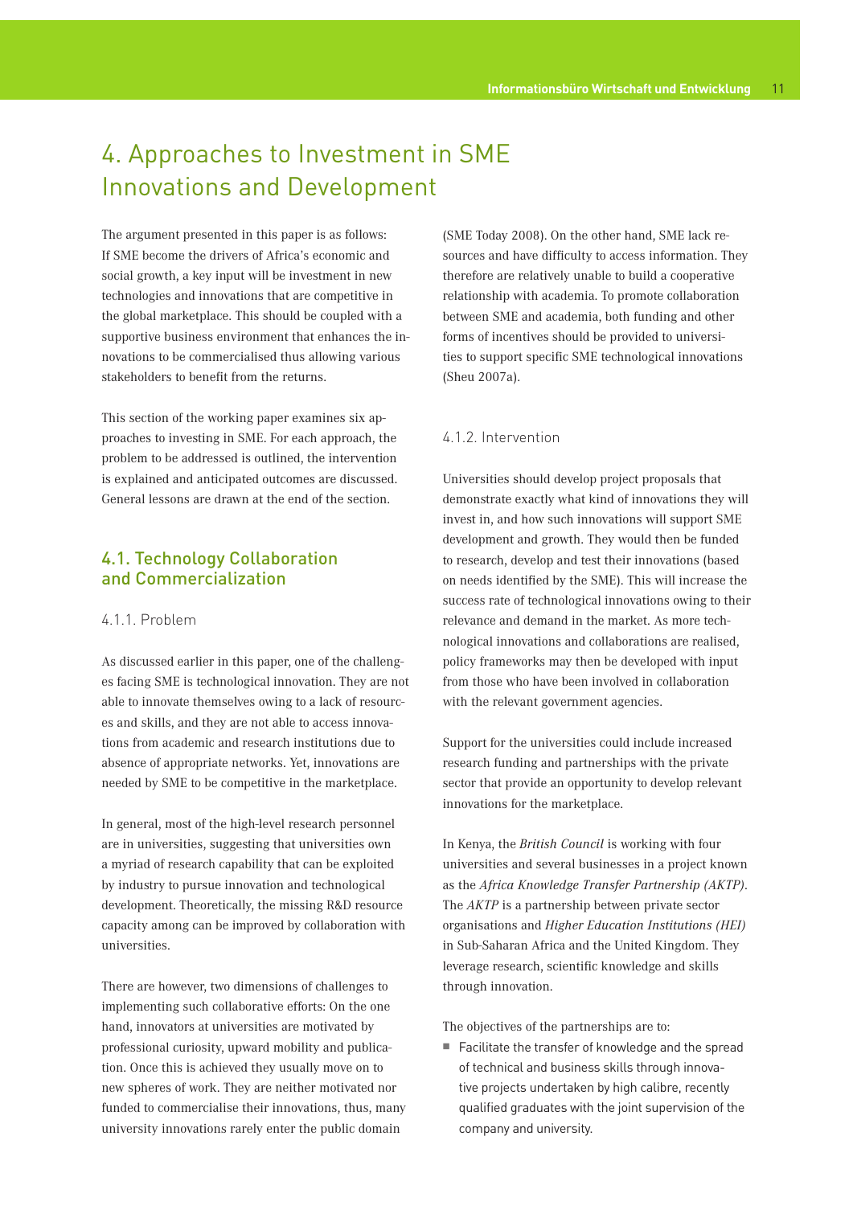# 4. Approaches to Investment in SME Innovations and Development

The argument presented in this paper is as follows: If SME become the drivers of Africa's economic and social growth, a key input will be investment in new technologies and innovations that are competitive in the global marketplace. This should be coupled with a supportive business environment that enhances the innovations to be commercialised thus allowing various stakeholders to benefit from the returns.

This section of the working paper examines six approaches to investing in SME. For each approach, the problem to be addressed is outlined, the intervention is explained and anticipated outcomes are discussed. General lessons are drawn at the end of the section.

## 4.1. Technology Collaboration and Commercialization

### 4.1.1. Problem

As discussed earlier in this paper, one of the challenges facing SME is technological innovation. They are not able to innovate themselves owing to a lack of resources and skills, and they are not able to access innovations from academic and research institutions due to absence of appropriate networks. Yet, innovations are needed by SME to be competitive in the marketplace.

In general, most of the high-level research personnel are in universities, suggesting that universities own a myriad of research capability that can be exploited by industry to pursue innovation and technological development. Theoretically, the missing R&D resource capacity among can be improved by collaboration with universities.

There are however, two dimensions of challenges to implementing such collaborative efforts: On the one hand, innovators at universities are motivated by professional curiosity, upward mobility and publication. Once this is achieved they usually move on to new spheres of work. They are neither motivated nor funded to commercialise their innovations, thus, many university innovations rarely enter the public domain (SME Today 2008). On the other hand, SME lack resources and have difficulty to access information. They therefore are relatively unable to build a cooperative relationship with academia. To promote collaboration between SME and academia, both funding and other forms of incentives should be provided to universities to support specific SME technological innovations (Sheu 2007a).

### 4.1.2. Intervention

Universities should develop project proposals that demonstrate exactly what kind of innovations they will invest in, and how such innovations will support SME development and growth. They would then be funded to research, develop and test their innovations (based on needs identified by the SME). This will increase the success rate of technological innovations owing to their relevance and demand in the market. As more technological innovations and collaborations are realised, policy frameworks may then be developed with input from those who have been involved in collaboration with the relevant government agencies.

Support for the universities could include increased research funding and partnerships with the private sector that provide an opportunity to develop relevant innovations for the marketplace.

In Kenya, the *British Council* is working with four universities and several businesses in a project known as the *Africa Knowledge Transfer Partnership (AKTP)*. The *AKTP* is a partnership between private sector organisations and *Higher Education Institutions (HEI)* in Sub-Saharan Africa and the United Kingdom. They leverage research, scientific knowledge and skills through innovation.

The objectives of the partnerships are to:

- Facilitate the transfer of knowledge and the spread of technical and business skills through innovative projects undertaken by high calibre, recently qualified graduates with the joint supervision of the company and university.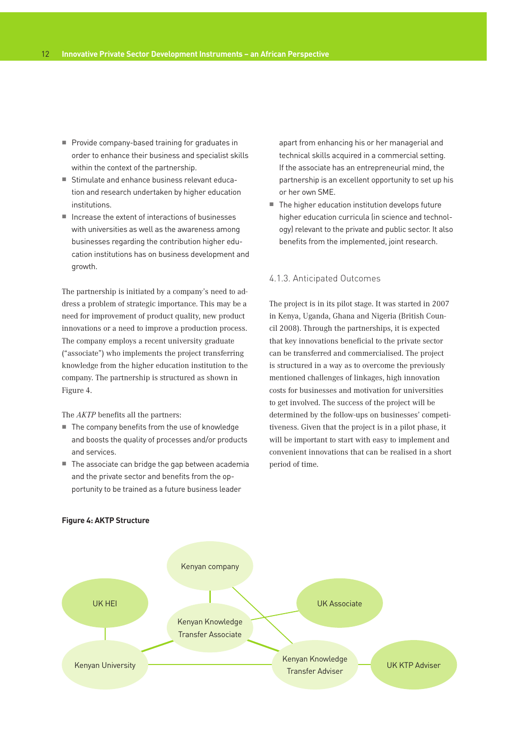- Provide company-based training for graduates in order to enhance their business and specialist skills within the context of the partnership.
- Stimulate and enhance business relevant education and research undertaken by higher education institutions.
- Increase the extent of interactions of businesses with universities as well as the awareness among businesses regarding the contribution higher education institutions has on business development and growth.

The partnership is initiated by a company's need to address a problem of strategic importance. This may be a need for improvement of product quality, new product innovations or a need to improve a production process. The company employs a recent university graduate ("associate") who implements the project transferring knowledge from the higher education institution to the company. The partnership is structured as shown in Figure 4.

The *AKTP* benefits all the partners:

- The company benefits from the use of knowledge and boosts the quality of processes and/or products and services.
- The associate can bridge the gap between academia and the private sector and benefits from the opportunity to be trained as a future business leader apart from enhancing his or her managerial and technical skills acquired in a commercial setting. If the associate has an entrepreneurial mind, the partnership is an excellent opportunity to set up his or her own SME.
- The higher education institution develops future higher education curricula (in science and technology) relevant to the private and public sector. It also benefits from the implemented, joint research.

### 4.1.3. Anticipated Outcomes

The project is in its pilot stage. It was started in 2007 in Kenya, Uganda, Ghana and Nigeria (British Council 2008). Through the partnerships, it is expected that key innovations beneficial to the private sector can be transferred and commercialised. The project is structured in a way as to overcome the previously mentioned challenges of linkages, high innovation costs for businesses and motivation for universities to get involved. The success of the project will be determined by the follow-ups on businesses' competitiveness. Given that the project is in a pilot phase, it will be important to start with easy to implement and convenient innovations that can be realised in a short period of time.

**Figure 4: AKTP Structure**

Kenyan company

UK HEI

UK Associate

Kenyan Knowledge Transfer Associate

Kenyan University

Kenyan Knowledge Transfer Adviser

UK KTP Adviser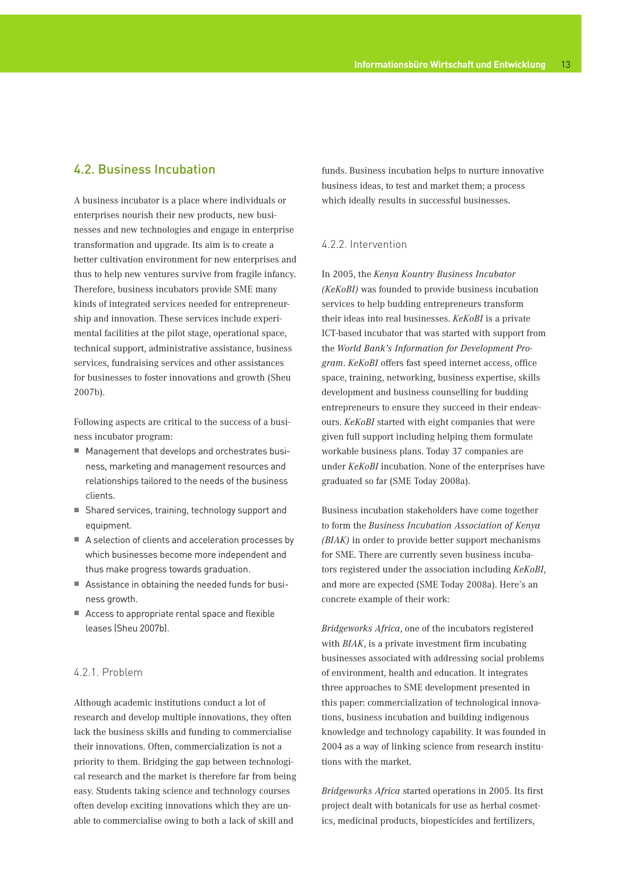## 4.2. Business Incubation

A business incubator is a place where individuals or enterprises nourish their new products, new businesses and new technologies and engage in enterprise transformation and upgrade. Its aim is to create a better cultivation environment for new enterprises and thus to help new ventures survive from fragile infancy. Therefore, business incubators provide SME many kinds of integrated services needed for entrepreneurship and innovation. These services include experimental facilities at the pilot stage, operational space, technical support, administrative assistance, business services, fundraising services and other assistances for businesses to foster innovations and growth (Sheu 2007b).

Following aspects are critical to the success of a business incubator program:

- Management that develops and orchestrates business, marketing and management resources and relationships tailored to the needs of the business clients.
- Shared services, training, technology support and equipment.
- A selection of clients and acceleration processes by which businesses become more independent and thus make progress towards graduation.
- Assistance in obtaining the needed funds for business growth.
- Access to appropriate rental space and flexible leases (Sheu 2007b).

### 4.2.1. Problem

Although academic institutions conduct a lot of research and develop multiple innovations, they often lack the business skills and funding to commercialise their innovations. Often, commercialization is not a priority to them. Bridging the gap between technological research and the market is therefore far from being easy. Students taking science and technology courses often develop exciting innovations which they are unable to commercialise owing to both a lack of skill and funds. Business incubation helps to nurture innovative business ideas, to test and market them; a process which ideally results in successful businesses.

### 4.2.2. Intervention

In 2005, the *Kenya Kountry Business Incubator (KeKoBI)* was founded to provide business incubation services to help budding entrepreneurs transform their ideas into real businesses. *KeKoBI* is a private ICT-based incubator that was started with support from the *World Bank's Information for Development Program*. *KeKoBI* offers fast speed internet access, office space, training, networking, business expertise, skills development and business counselling for budding entrepreneurs to ensure they succeed in their endeavours. *KeKoBI* started with eight companies that were given full support including helping them formulate workable business plans. Today 37 companies are under *KeKoBI* incubation. None of the enterprises have graduated so far (SME Today 2008a).

Business incubation stakeholders have come together to form the *Business Incubation Association of Kenya (BIAK)* in order to provide better support mechanisms for SME. There are currently seven business incubators registered under the association including *KeKoBI*, and more are expected (SME Today 2008a). Here's an concrete example of their work:

*Bridgeworks Africa*, one of the incubators registered with *BIAK*, is a private investment firm incubating businesses associated with addressing social problems of environment, health and education. It integrates three approaches to SME development presented in this paper: commercialization of technological innovations, business incubation and building indigenous knowledge and technology capability. It was founded in 2004 as a way of linking science from research institutions with the market.

*Bridgeworks Africa* started operations in 2005. Its first project dealt with botanicals for use as herbal cosmetics, medicinal products, biopesticides and fertilizers,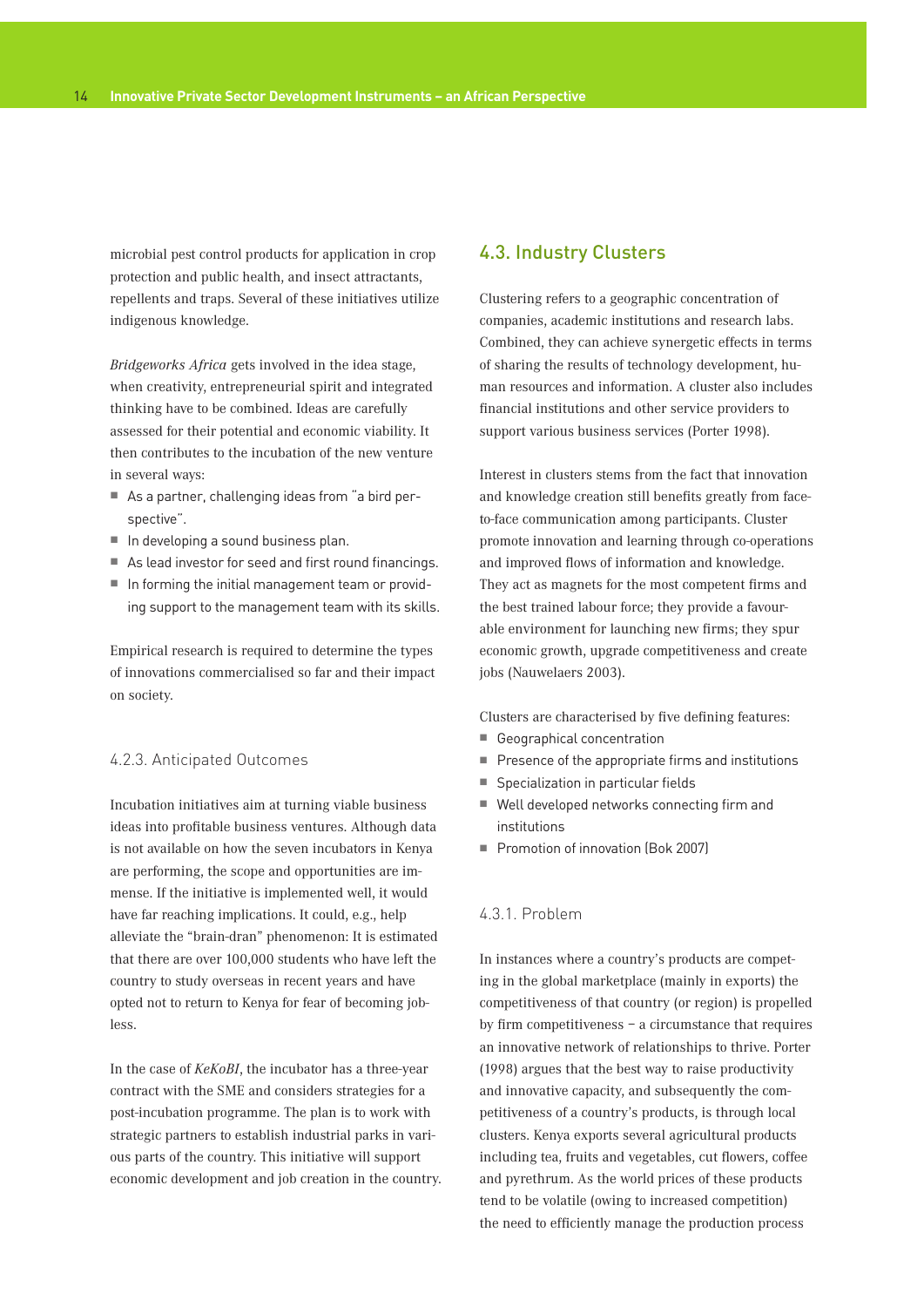microbial pest control products for application in crop protection and public health, and insect attractants, repellents and traps. Several of these initiatives utilize indigenous knowledge.

*Bridgeworks Africa* gets involved in the idea stage, when creativity, entrepreneurial spirit and integrated thinking have to be combined. Ideas are carefully assessed for their potential and economic viability. It then contributes to the incubation of the new venture in several ways:

- As a partner, challenging ideas from "a bird perspective".
- In developing a sound business plan.
- As lead investor for seed and first round financings.
- In forming the initial management team or providing support to the management team with its skills.

Empirical research is required to determine the types of innovations commercialised so far and their impact on society.

### 4.2.3. Anticipated Outcomes

Incubation initiatives aim at turning viable business ideas into profitable business ventures. Although data is not available on how the seven incubators in Kenya are performing, the scope and opportunities are immense. If the initiative is implemented well, it would have far reaching implications. It could, e.g., help alleviate the "brain-dran" phenomenon: It is estimated that there are over 100,000 students who have left the country to study overseas in recent years and have opted not to return to Kenya for fear of becoming jobless.

In the case of *KeKoBI*, the incubator has a three-year contract with the SME and considers strategies for a post-incubation programme. The plan is to work with strategic partners to establish industrial parks in various parts of the country. This initiative will support economic development and job creation in the country.

## 4.3. Industry Clusters

Clustering refers to a geographic concentration of companies, academic institutions and research labs. Combined, they can achieve synergetic effects in terms of sharing the results of technology development, human resources and information. A cluster also includes financial institutions and other service providers to support various business services (Porter 1998).

Interest in clusters stems from the fact that innovation and knowledge creation still benefits greatly from face-to-face communication among participants. Cluster promote innovation and learning through co-operations and improved flows of information and knowledge. They act as magnets for the most competent firms and the best trained labour force; they provide a favourable environment for launching new firms; they spur economic growth, upgrade competitiveness and create jobs (Nauwelaers 2003).

Clusters are characterised by five defining features:

- Geographical concentration
- Presence of the appropriate firms and institutions
- Specialization in particular fields
- Well developed networks connecting firm and institutions
- Promotion of innovation (Bok 2007)

### 4.3.1. Problem

In instances where a country's products are competing in the global marketplace (mainly in exports) the competitiveness of that country (or region) is propelled by firm competitiveness – a circumstance that requires an innovative network of relationships to thrive. Porter (1998) argues that the best way to raise productivity and innovative capacity, and subsequently the competitiveness of a country's products, is through local clusters. Kenya exports several agricultural products including tea, fruits and vegetables, cut flowers, coffee and pyrethrum. As the world prices of these products tend to be volatile (owing to increased competition) the need to efficiently manage the production process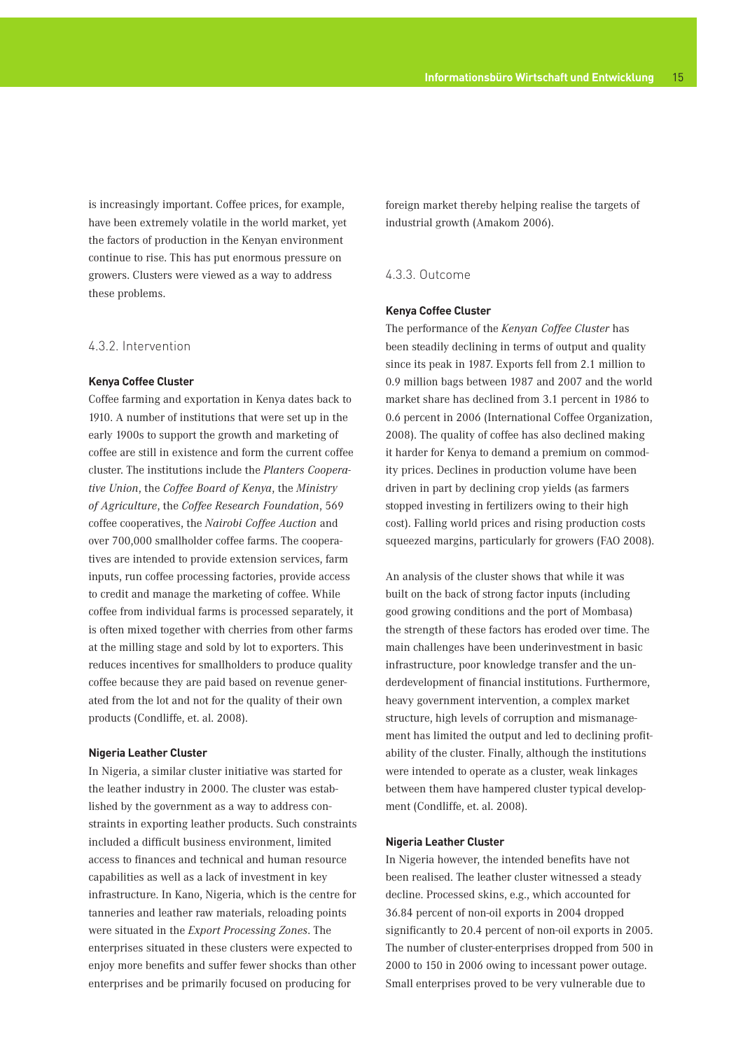is increasingly important. Coffee prices, for example, have been extremely volatile in the world market, yet the factors of production in the Kenyan environment continue to rise. This has put enormous pressure on growers. Clusters were viewed as a way to address these problems.

### 4.3.2. Intervention

**Kenya Coffee Cluster**

Coffee farming and exportation in Kenya dates back to 1910. A number of institutions that were set up in the early 1900s to support the growth and marketing of coffee are still in existence and form the current coffee cluster. The institutions include the *Planters Cooperative Union*, the *Coffee Board of Kenya*, the *Ministry of Agriculture*, the *Coffee Research Foundation*, 569 coffee cooperatives, the *Nairobi Coffee Auction* and over 700,000 smallholder coffee farms. The cooperatives are intended to provide extension services, farm inputs, run coffee processing factories, provide access to credit and manage the marketing of coffee. While coffee from individual farms is processed separately, it is often mixed together with cherries from other farms at the milling stage and sold by lot to exporters. This reduces incentives for smallholders to produce quality coffee because they are paid based on revenue generated from the lot and not for the quality of their own products (Condliffe, et. al. 2008).

**Nigeria Leather Cluster**

In Nigeria, a similar cluster initiative was started for the leather industry in 2000. The cluster was established by the government as a way to address constraints in exporting leather products. Such constraints included a difficult business environment, limited access to finances and technical and human resource capabilities as well as a lack of investment in key infrastructure. In Kano, Nigeria, which is the centre for tanneries and leather raw materials, reloading points were situated in the *Export Processing Zones*. The enterprises situated in these clusters were expected to enjoy more benefits and suffer fewer shocks than other enterprises and be primarily focused on producing for foreign market thereby helping realise the targets of industrial growth (Amakom 2006).

### 4.3.3. Outcome

**Kenya Coffee Cluster**

The performance of the *Kenyan Coffee Cluster* has been steadily declining in terms of output and quality since its peak in 1987. Exports fell from 2.1 million to 0.9 million bags between 1987 and 2007 and the world market share has declined from 3.1 percent in 1986 to 0.6 percent in 2006 (International Coffee Organization, 2008). The quality of coffee has also declined making it harder for Kenya to demand a premium on commodity prices. Declines in production volume have been driven in part by declining crop yields (as farmers stopped investing in fertilizers owing to their high cost). Falling world prices and rising production costs squeezed margins, particularly for growers (FAO 2008).

An analysis of the cluster shows that while it was built on the back of strong factor inputs (including good growing conditions and the port of Mombasa) the strength of these factors has eroded over time. The main challenges have been underinvestment in basic infrastructure, poor knowledge transfer and the underdevelopment of financial institutions. Furthermore, heavy government intervention, a complex market structure, high levels of corruption and mismanagement has limited the output and led to declining profitability of the cluster. Finally, although the institutions were intended to operate as a cluster, weak linkages between them have hampered cluster typical development (Condliffe, et. al. 2008).

**Nigeria Leather Cluster**

In Nigeria however, the intended benefits have not been realised. The leather cluster witnessed a steady decline. Processed skins, e.g., which accounted for 36.84 percent of non-oil exports in 2004 dropped significantly to 20.4 percent of non-oil exports in 2005. The number of cluster-enterprises dropped from 500 in 2000 to 150 in 2006 owing to incessant power outage. Small enterprises proved to be very vulnerable due to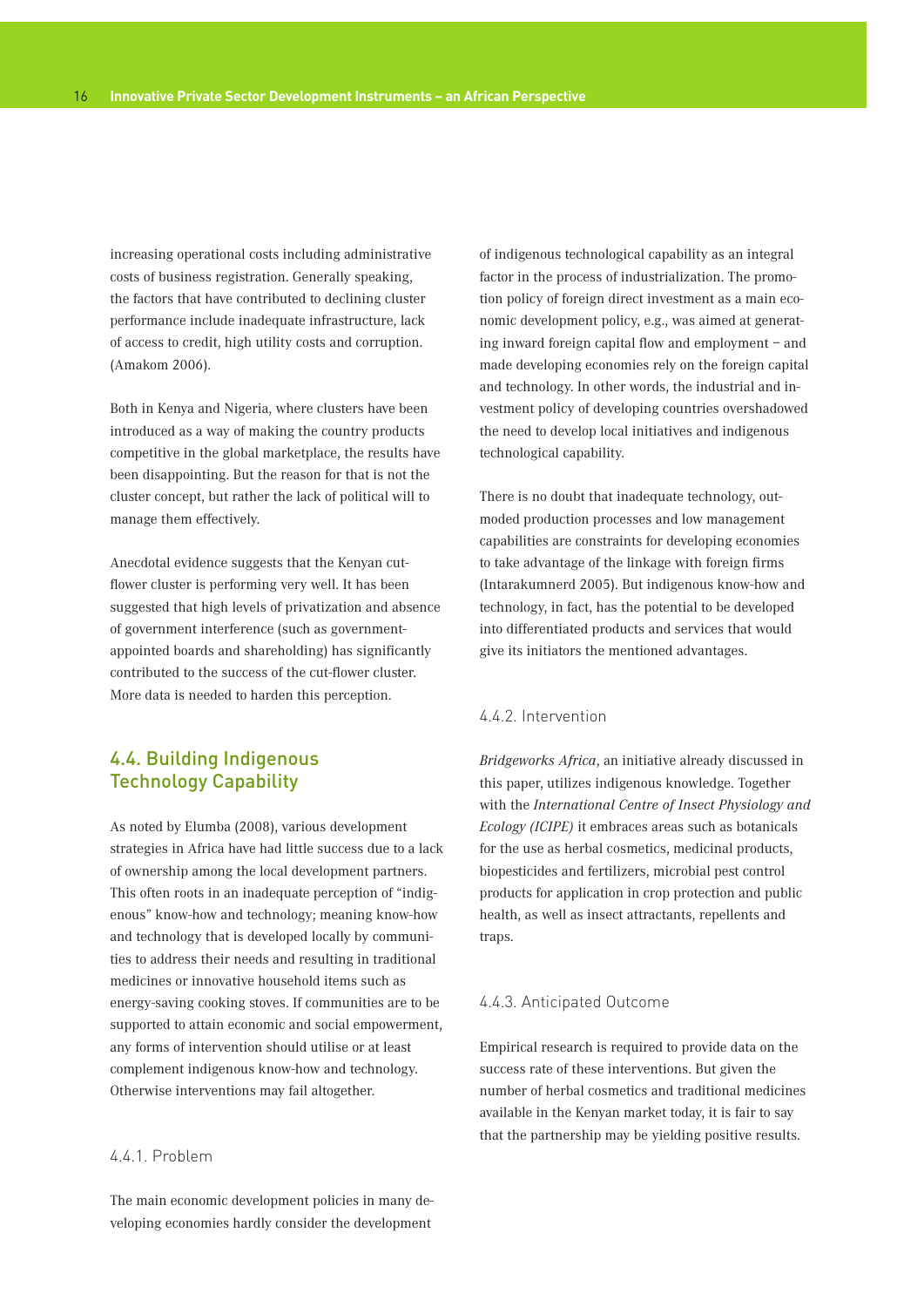increasing operational costs including administrative costs of business registration. Generally speaking, the factors that have contributed to declining cluster performance include inadequate infrastructure, lack of access to credit, high utility costs and corruption. (Amakom 2006).

Both in Kenya and Nigeria, where clusters have been introduced as a way of making the country products competitive in the global marketplace, the results have been disappointing. But the reason for that is not the cluster concept, but rather the lack of political will to manage them effectively.

Anecdotal evidence suggests that the Kenyan cut-flower cluster is performing very well. It has been suggested that high levels of privatization and absence of government interference (such as government-appointed boards and shareholding) has significantly contributed to the success of the cut-flower cluster. More data is needed to harden this perception.

## 4.4. Building Indigenous Technology Capability

As noted by Elumba (2008), various development strategies in Africa have had little success due to a lack of ownership among the local development partners. This often roots in an inadequate perception of "indigenous" know-how and technology; meaning know-how and technology that is developed locally by communities to address their needs and resulting in traditional medicines or innovative household items such as energy-saving cooking stoves. If communities are to be supported to attain economic and social empowerment, any forms of intervention should utilise or at least complement indigenous know-how and technology. Otherwise interventions may fail altogether.

### 4.4.1. Problem

The main economic development policies in many developing economies hardly consider the development of indigenous technological capability as an integral factor in the process of industrialization. The promotion policy of foreign direct investment as a main economic development policy, e.g., was aimed at generating inward foreign capital flow and employment – and made developing economies rely on the foreign capital and technology. In other words, the industrial and investment policy of developing countries overshadowed the need to develop local initiatives and indigenous technological capability.

There is no doubt that inadequate technology, outmoded production processes and low management capabilities are constraints for developing economies to take advantage of the linkage with foreign firms (Intarakumnerd 2005). But indigenous know-how and technology, in fact, has the potential to be developed into differentiated products and services that would give its initiators the mentioned advantages.

### 4.4.2. Intervention

*Bridgeworks Africa*, an initiative already discussed in this paper, utilizes indigenous knowledge. Together with the *International Centre of Insect Physiology and Ecology (ICIPE)* it embraces areas such as botanicals for the use as herbal cosmetics, medicinal products, biopesticides and fertilizers, microbial pest control products for application in crop protection and public health, as well as insect attractants, repellents and traps.

### 4.4.3. Anticipated Outcome

Empirical research is required to provide data on the success rate of these interventions. But given the number of herbal cosmetics and traditional medicines available in the Kenyan market today, it is fair to say that the partnership may be yielding positive results.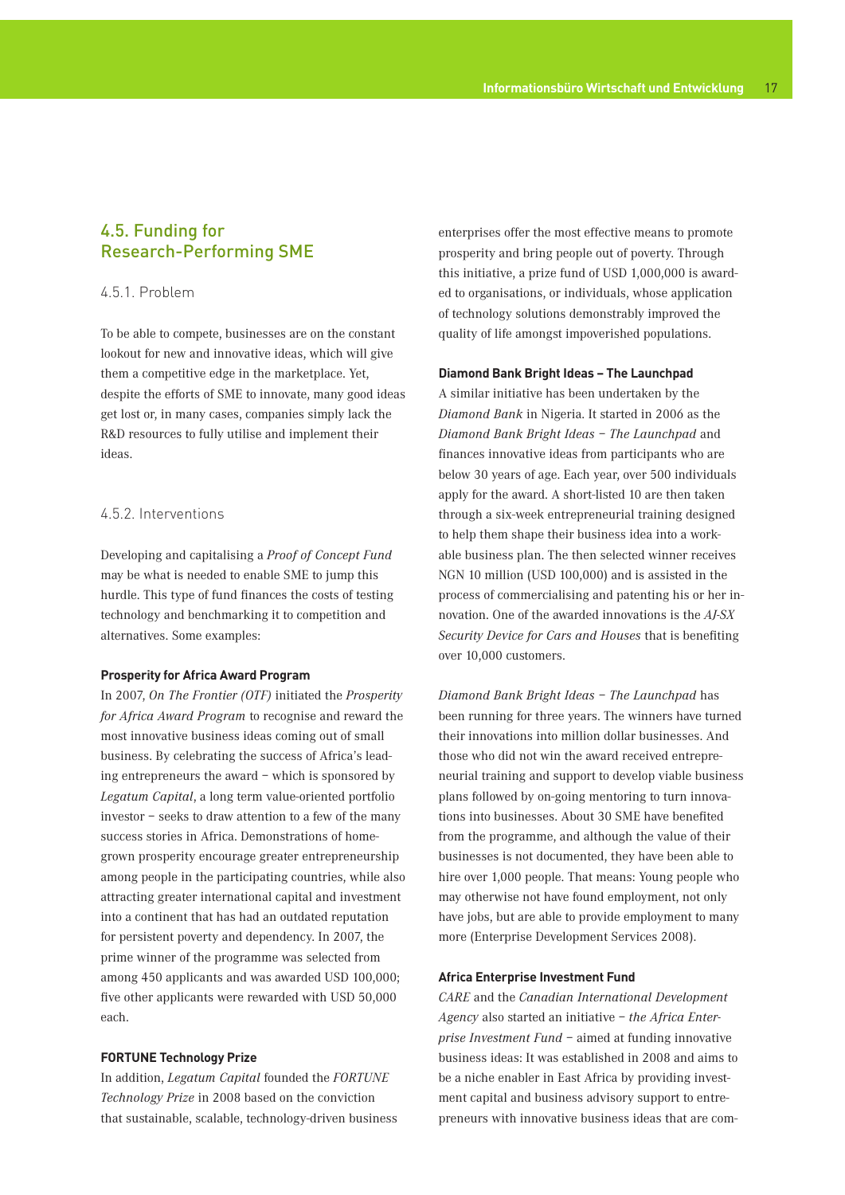## 4.5. Funding for Research-Performing SME

### 4.5.1. Problem

To be able to compete, businesses are on the constant lookout for new and innovative ideas, which will give them a competitive edge in the marketplace. Yet, despite the efforts of SME to innovate, many good ideas get lost or, in many cases, companies simply lack the R&D resources to fully utilise and implement their ideas.

### 4.5.2. Interventions

Developing and capitalising a *Proof of Concept Fund* may be what is needed to enable SME to jump this hurdle. This type of fund finances the costs of testing technology and benchmarking it to competition and alternatives. Some examples:

**Prosperity for Africa Award Program**
In 2007, *On The Frontier (OTF)* initiated the *Prosperity for Africa Award Program* to recognise and reward the most innovative business ideas coming out of small business. By celebrating the success of Africa's leading entrepreneurs the award – which is sponsored by *Legatum Capital*, a long term value-oriented portfolio investor – seeks to draw attention to a few of the many success stories in Africa. Demonstrations of home-grown prosperity encourage greater entrepreneurship among people in the participating countries, while also attracting greater international capital and investment into a continent that has had an outdated reputation for persistent poverty and dependency. In 2007, the prime winner of the programme was selected from among 450 applicants and was awarded USD 100,000; five other applicants were rewarded with USD 50,000 each.

**FORTUNE Technology Prize**
In addition, *Legatum Capital* founded the *FORTUNE Technology Prize* in 2008 based on the conviction that sustainable, scalable, technology-driven business enterprises offer the most effective means to promote prosperity and bring people out of poverty. Through this initiative, a prize fund of USD 1,000,000 is awarded to organisations, or individuals, whose application of technology solutions demonstrably improved the quality of life amongst impoverished populations.

**Diamond Bank Bright Ideas – The Launchpad**
A similar initiative has been undertaken by the *Diamond Bank* in Nigeria. It started in 2006 as the *Diamond Bank Bright Ideas – The Launchpad* and finances innovative ideas from participants who are below 30 years of age. Each year, over 500 individuals apply for the award. A short-listed 10 are then taken through a six-week entrepreneurial training designed to help them shape their business idea into a workable business plan. The then selected winner receives NGN 10 million (USD 100,000) and is assisted in the process of commercialising and patenting his or her innovation. One of the awarded innovations is the *AJ-SX Security Device for Cars and Houses* that is benefiting over 10,000 customers.

*Diamond Bank Bright Ideas – The Launchpad* has been running for three years. The winners have turned their innovations into million dollar businesses. And those who did not win the award received entrepreneurial training and support to develop viable business plans followed by on-going mentoring to turn innovations into businesses. About 30 SME have benefited from the programme, and although the value of their businesses is not documented, they have been able to hire over 1,000 people. That means: Young people who may otherwise not have found employment, not only have jobs, but are able to provide employment to many more (Enterprise Development Services 2008).

**Africa Enterprise Investment Fund**
*CARE* and the *Canadian International Development Agency* also started an initiative – *the Africa Enterprise Investment Fund* – aimed at funding innovative business ideas: It was established in 2008 and aims to be a niche enabler in East Africa by providing investment capital and business advisory support to entrepreneurs with innovative business ideas that are com-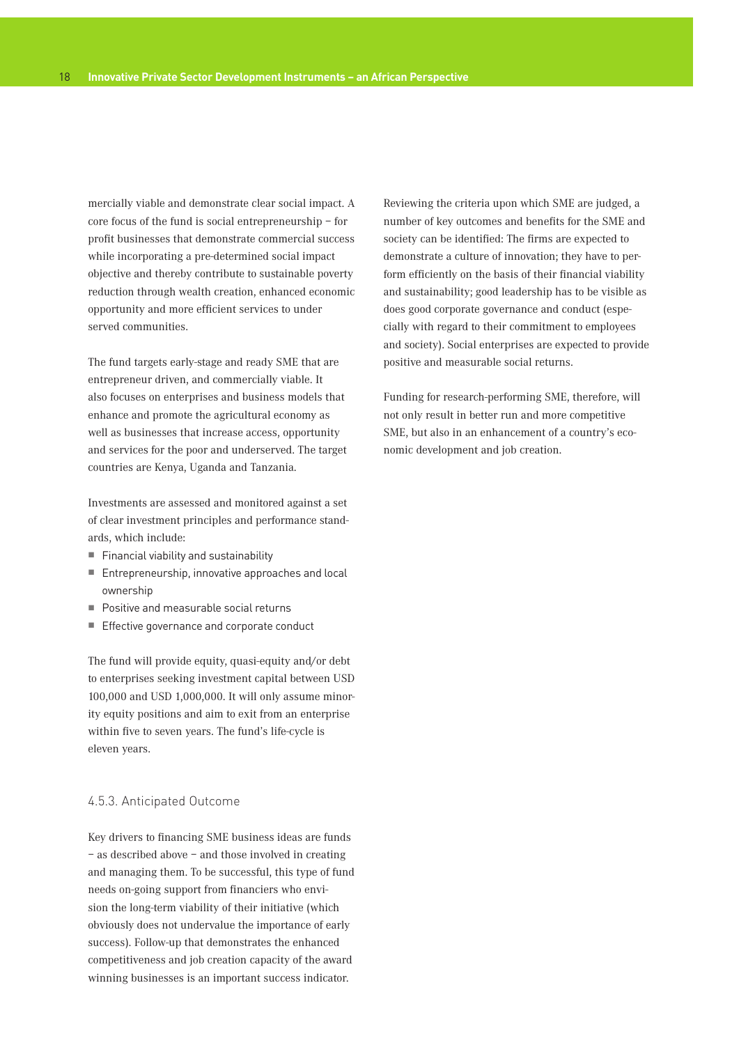mercially viable and demonstrate clear social impact. A core focus of the fund is social entrepreneurship – for profit businesses that demonstrate commercial success while incorporating a pre-determined social impact objective and thereby contribute to sustainable poverty reduction through wealth creation, enhanced economic opportunity and more efficient services to under served communities.

The fund targets early-stage and ready SME that are entrepreneur driven, and commercially viable. It also focuses on enterprises and business models that enhance and promote the agricultural economy as well as businesses that increase access, opportunity and services for the poor and underserved. The target countries are Kenya, Uganda and Tanzania.

Investments are assessed and monitored against a set of clear investment principles and performance standards, which include:

- Financial viability and sustainability
- Entrepreneurship, innovative approaches and local ownership
- Positive and measurable social returns
- Effective governance and corporate conduct

The fund will provide equity, quasi-equity and/or debt to enterprises seeking investment capital between USD 100,000 and USD 1,000,000. It will only assume minority equity positions and aim to exit from an enterprise within five to seven years. The fund's life-cycle is eleven years.

### 4.5.3. Anticipated Outcome

Key drivers to financing SME business ideas are funds – as described above – and those involved in creating and managing them. To be successful, this type of fund needs on-going support from financiers who envision the long-term viability of their initiative (which obviously does not undervalue the importance of early success). Follow-up that demonstrates the enhanced competitiveness and job creation capacity of the award winning businesses is an important success indicator.

Reviewing the criteria upon which SME are judged, a number of key outcomes and benefits for the SME and society can be identified: The firms are expected to demonstrate a culture of innovation; they have to perform efficiently on the basis of their financial viability and sustainability; good leadership has to be visible as does good corporate governance and conduct (especially with regard to their commitment to employees and society). Social enterprises are expected to provide positive and measurable social returns.

Funding for research-performing SME, therefore, will not only result in better run and more competitive SME, but also in an enhancement of a country's economic development and job creation.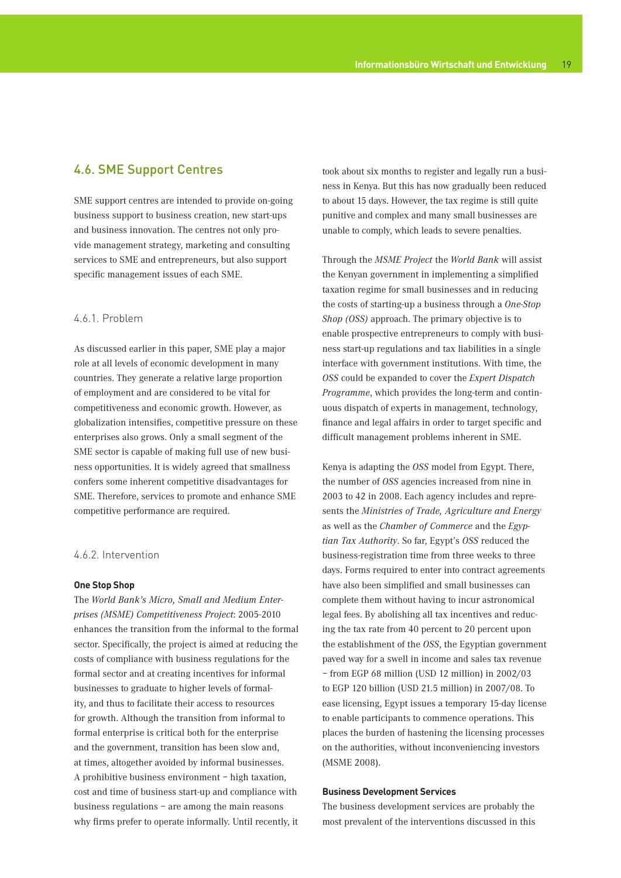## 4.6. SME Support Centres

SME support centres are intended to provide on-going business support to business creation, new start-ups and business innovation. The centres not only provide management strategy, marketing and consulting services to SME and entrepreneurs, but also support specific management issues of each SME.

### 4.6.1. Problem

As discussed earlier in this paper, SME play a major role at all levels of economic development in many countries. They generate a relative large proportion of employment and are considered to be vital for competitiveness and economic growth. However, as globalization intensifies, competitive pressure on these enterprises also grows. Only a small segment of the SME sector is capable of making full use of new business opportunities. It is widely agreed that smallness confers some inherent competitive disadvantages for SME. Therefore, services to promote and enhance SME competitive performance are required.

### 4.6.2. Intervention

**One Stop Shop**

The *World Bank's Micro, Small and Medium Enterprises (MSME) Competitiveness Project*: 2005-2010 enhances the transition from the informal to the formal sector. Specifically, the project is aimed at reducing the costs of compliance with business regulations for the formal sector and at creating incentives for informal businesses to graduate to higher levels of formality, and thus to facilitate their access to resources for growth. Although the transition from informal to formal enterprise is critical both for the enterprise and the government, transition has been slow and, at times, altogether avoided by informal businesses. A prohibitive business environment – high taxation, cost and time of business start-up and compliance with business regulations – are among the main reasons why firms prefer to operate informally. Until recently, it took about six months to register and legally run a business in Kenya. But this has now gradually been reduced to about 15 days. However, the tax regime is still quite punitive and complex and many small businesses are unable to comply, which leads to severe penalties.

Through the *MSME Project* the *World Bank* will assist the Kenyan government in implementing a simplified taxation regime for small businesses and in reducing the costs of starting-up a business through a *One-Stop Shop (OSS)* approach. The primary objective is to enable prospective entrepreneurs to comply with business start-up regulations and tax liabilities in a single interface with government institutions. With time, the *OSS* could be expanded to cover the *Expert Dispatch Programme*, which provides the long-term and continuous dispatch of experts in management, technology, finance and legal affairs in order to target specific and difficult management problems inherent in SME.

Kenya is adapting the *OSS* model from Egypt. There, the number of *OSS* agencies increased from nine in 2003 to 42 in 2008. Each agency includes and represents the *Ministries of Trade, Agriculture and Energy* as well as the *Chamber of Commerce* and the *Egyptian Tax Authority*. So far, Egypt's *OSS* reduced the business-registration time from three weeks to three days. Forms required to enter into contract agreements have also been simplified and small businesses can complete them without having to incur astronomical legal fees. By abolishing all tax incentives and reducing the tax rate from 40 percent to 20 percent upon the establishment of the *OSS*, the Egyptian government paved way for a swell in income and sales tax revenue – from EGP 68 million (USD 12 million) in 2002/03 to EGP 120 billion (USD 21.5 million) in 2007/08. To ease licensing, Egypt issues a temporary 15-day license to enable participants to commence operations. This places the burden of hastening the licensing processes on the authorities, without inconveniencing investors (MSME 2008).

**Business Development Services**

The business development services are probably the most prevalent of the interventions discussed in this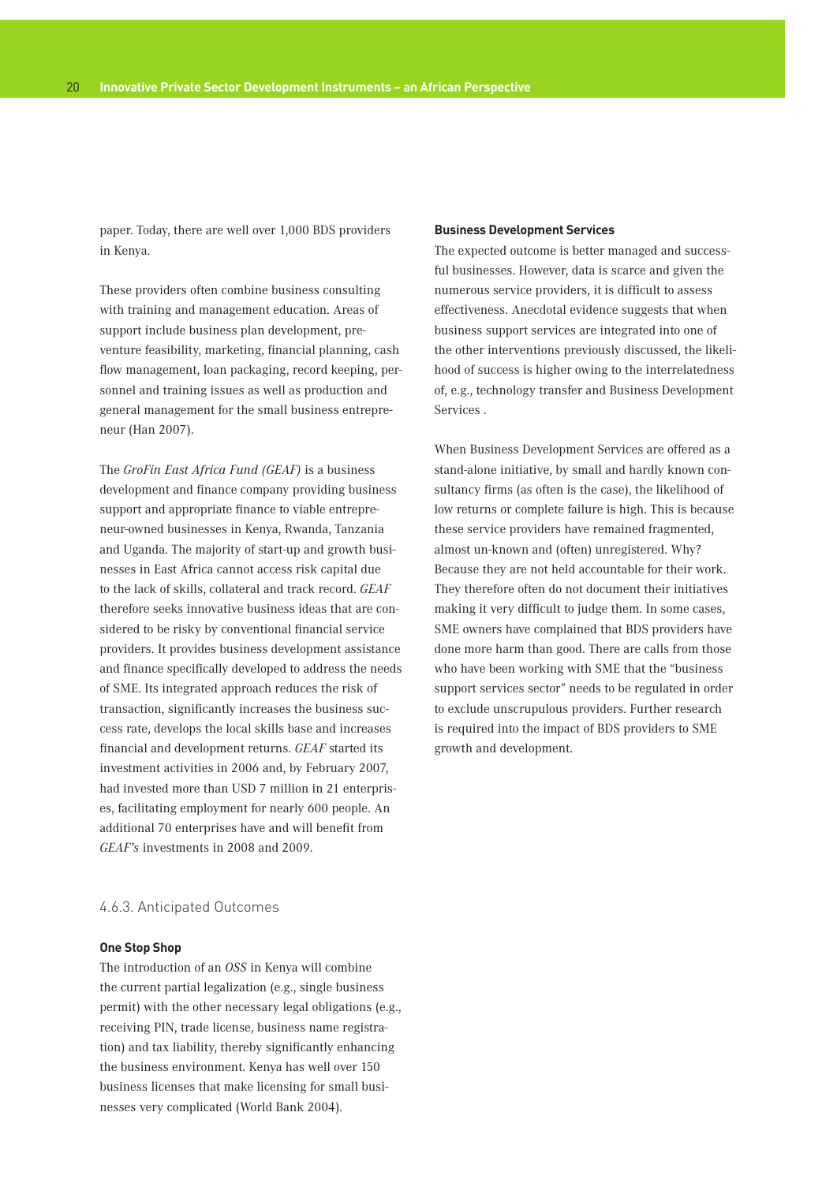paper. Today, there are well over 1,000 BDS providers in Kenya.

These providers often combine business consulting with training and management education. Areas of support include business plan development, pre-venture feasibility, marketing, financial planning, cash flow management, loan packaging, record keeping, personnel and training issues as well as production and general management for the small business entrepreneur (Han 2007).

The *GroFin East Africa Fund (GEAF)* is a business development and finance company providing business support and appropriate finance to viable entrepreneur-owned businesses in Kenya, Rwanda, Tanzania and Uganda. The majority of start-up and growth businesses in East Africa cannot access risk capital due to the lack of skills, collateral and track record. *GEAF* therefore seeks innovative business ideas that are considered to be risky by conventional financial service providers. It provides business development assistance and finance specifically developed to address the needs of SME. Its integrated approach reduces the risk of transaction, significantly increases the business success rate, develops the local skills base and increases financial and development returns. *GEAF* started its investment activities in 2006 and, by February 2007, had invested more than USD 7 million in 21 enterprises, facilitating employment for nearly 600 people. An additional 70 enterprises have and will benefit from *GEAF's* investments in 2008 and 2009.

### 4.6.3. Anticipated Outcomes

**One Stop Shop**

The introduction of an *OSS* in Kenya will combine the current partial legalization (e.g., single business permit) with the other necessary legal obligations (e.g., receiving PIN, trade license, business name registration) and tax liability, thereby significantly enhancing the business environment. Kenya has well over 150 business licenses that make licensing for small businesses very complicated (World Bank 2004).

**Business Development Services**

The expected outcome is better managed and successful businesses. However, data is scarce and given the numerous service providers, it is difficult to assess effectiveness. Anecdotal evidence suggests that when business support services are integrated into one of the other interventions previously discussed, the likelihood of success is higher owing to the interrelatedness of, e.g., technology transfer and Business Development Services .

When Business Development Services are offered as a stand-alone initiative, by small and hardly known consultancy firms (as often is the case), the likelihood of low returns or complete failure is high. This is because these service providers have remained fragmented, almost un-known and (often) unregistered. Why? Because they are not held accountable for their work. They therefore often do not document their initiatives making it very difficult to judge them. In some cases, SME owners have complained that BDS providers have done more harm than good. There are calls from those who have been working with SME that the "business support services sector" needs to be regulated in order to exclude unscrupulous providers. Further research is required into the impact of BDS providers to SME growth and development.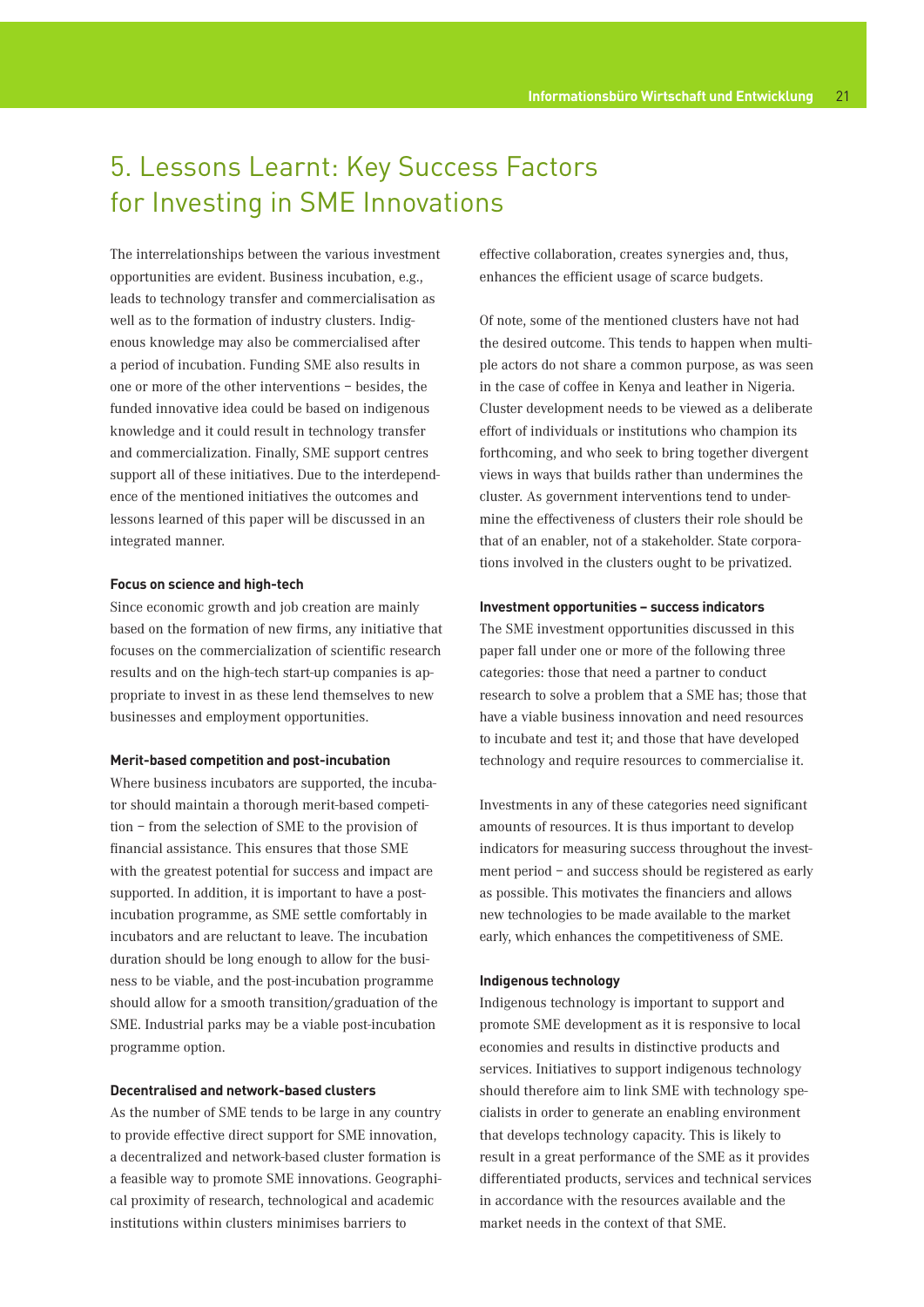# 5. Lessons Learnt: Key Success Factors for Investing in SME Innovations

The interrelationships between the various investment opportunities are evident. Business incubation, e.g., leads to technology transfer and commercialisation as well as to the formation of industry clusters. Indigenous knowledge may also be commercialised after a period of incubation. Funding SME also results in one or more of the other interventions – besides, the funded innovative idea could be based on indigenous knowledge and it could result in technology transfer and commercialization. Finally, SME support centres support all of these initiatives. Due to the interdependence of the mentioned initiatives the outcomes and lessons learned of this paper will be discussed in an integrated manner.

**Focus on science and high-tech**

Since economic growth and job creation are mainly based on the formation of new firms, any initiative that focuses on the commercialization of scientific research results and on the high-tech start-up companies is appropriate to invest in as these lend themselves to new businesses and employment opportunities.

**Merit-based competition and post-incubation**

Where business incubators are supported, the incubator should maintain a thorough merit-based competition – from the selection of SME to the provision of financial assistance. This ensures that those SME with the greatest potential for success and impact are supported. In addition, it is important to have a post-incubation programme, as SME settle comfortably in incubators and are reluctant to leave. The incubation duration should be long enough to allow for the business to be viable, and the post-incubation programme should allow for a smooth transition/graduation of the SME. Industrial parks may be a viable post-incubation programme option.

**Decentralised and network-based clusters**

As the number of SME tends to be large in any country to provide effective direct support for SME innovation, a decentralized and network-based cluster formation is a feasible way to promote SME innovations. Geographical proximity of research, technological and academic institutions within clusters minimises barriers to effective collaboration, creates synergies and, thus, enhances the efficient usage of scarce budgets.

Of note, some of the mentioned clusters have not had the desired outcome. This tends to happen when multiple actors do not share a common purpose, as was seen in the case of coffee in Kenya and leather in Nigeria. Cluster development needs to be viewed as a deliberate effort of individuals or institutions who champion its forthcoming, and who seek to bring together divergent views in ways that builds rather than undermines the cluster. As government interventions tend to undermine the effectiveness of clusters their role should be that of an enabler, not of a stakeholder. State corporations involved in the clusters ought to be privatized.

**Investment opportunities – success indicators**

The SME investment opportunities discussed in this paper fall under one or more of the following three categories: those that need a partner to conduct research to solve a problem that a SME has; those that have a viable business innovation and need resources to incubate and test it; and those that have developed technology and require resources to commercialise it.

Investments in any of these categories need significant amounts of resources. It is thus important to develop indicators for measuring success throughout the investment period – and success should be registered as early as possible. This motivates the financiers and allows new technologies to be made available to the market early, which enhances the competitiveness of SME.

**Indigenous technology**

Indigenous technology is important to support and promote SME development as it is responsive to local economies and results in distinctive products and services. Initiatives to support indigenous technology should therefore aim to link SME with technology specialists in order to generate an enabling environment that develops technology capacity. This is likely to result in a great performance of the SME as it provides differentiated products, services and technical services in accordance with the resources available and the market needs in the context of that SME.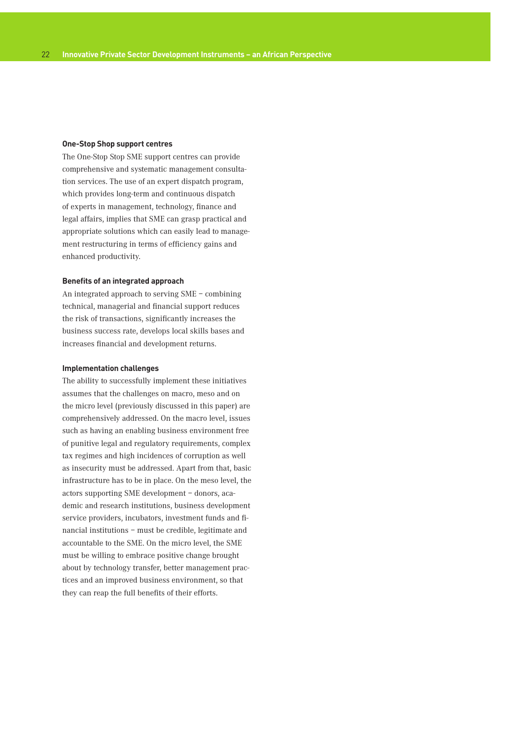### One-Stop Shop support centres

The One-Stop Stop SME support centres can provide comprehensive and systematic management consultation services. The use of an expert dispatch program, which provides long-term and continuous dispatch of experts in management, technology, finance and legal affairs, implies that SME can grasp practical and appropriate solutions which can easily lead to management restructuring in terms of efficiency gains and enhanced productivity.

### Benefits of an integrated approach

An integrated approach to serving SME – combining technical, managerial and financial support reduces the risk of transactions, significantly increases the business success rate, develops local skills bases and increases financial and development returns.

### Implementation challenges

The ability to successfully implement these initiatives assumes that the challenges on macro, meso and on the micro level (previously discussed in this paper) are comprehensively addressed. On the macro level, issues such as having an enabling business environment free of punitive legal and regulatory requirements, complex tax regimes and high incidences of corruption as well as insecurity must be addressed. Apart from that, basic infrastructure has to be in place. On the meso level, the actors supporting SME development – donors, academic and research institutions, business development service providers, incubators, investment funds and financial institutions – must be credible, legitimate and accountable to the SME. On the micro level, the SME must be willing to embrace positive change brought about by technology transfer, better management practices and an improved business environment, so that they can reap the full benefits of their efforts.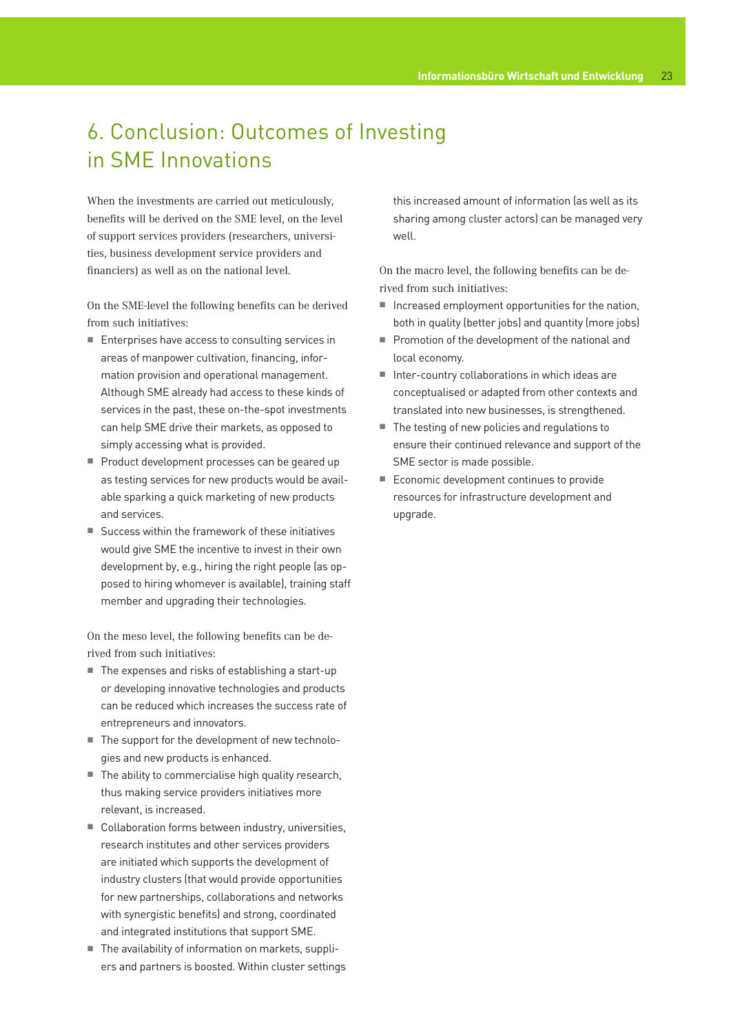# 6. Conclusion: Outcomes of Investing in SME Innovations

When the investments are carried out meticulously, benefits will be derived on the SME level, on the level of support services providers (researchers, universities, business development service providers and financiers) as well as on the national level.

On the SME-level the following benefits can be derived from such initiatives:

- Enterprises have access to consulting services in areas of manpower cultivation, financing, information provision and operational management. Although SME already had access to these kinds of services in the past, these on-the-spot investments can help SME drive their markets, as opposed to simply accessing what is provided.
- Product development processes can be geared up as testing services for new products would be available sparking a quick marketing of new products and services.
- Success within the framework of these initiatives would give SME the incentive to invest in their own development by, e.g., hiring the right people (as opposed to hiring whomever is available), training staff member and upgrading their technologies.

On the meso level, the following benefits can be derived from such initiatives:

- The expenses and risks of establishing a start-up or developing innovative technologies and products can be reduced which increases the success rate of entrepreneurs and innovators.
- The support for the development of new technologies and new products is enhanced.
- The ability to commercialise high quality research, thus making service providers initiatives more relevant, is increased.
- Collaboration forms between industry, universities, research institutes and other services providers are initiated which supports the development of industry clusters (that would provide opportunities for new partnerships, collaborations and networks with synergistic benefits) and strong, coordinated and integrated institutions that support SME.
- The availability of information on markets, suppliers and partners is boosted. Within cluster settings this increased amount of information (as well as its sharing among cluster actors) can be managed very well.

On the macro level, the following benefits can be derived from such initiatives:

- Increased employment opportunities for the nation, both in quality (better jobs) and quantity (more jobs)
- Promotion of the development of the national and local economy.
- Inter-country collaborations in which ideas are conceptualised or adapted from other contexts and translated into new businesses, is strengthened.
- The testing of new policies and regulations to ensure their continued relevance and support of the SME sector is made possible.
- Economic development continues to provide resources for infrastructure development and upgrade.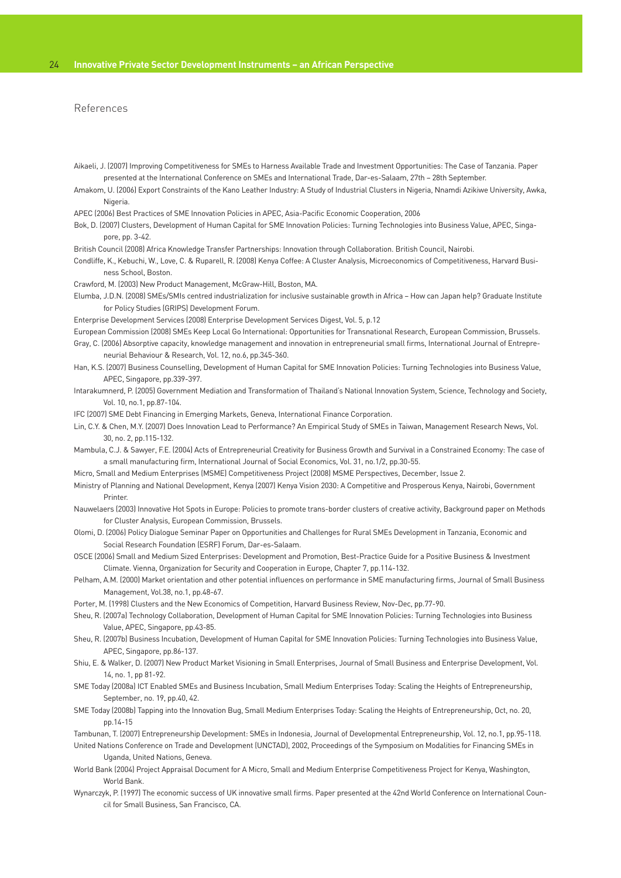## References

Aikaeli, J. (2007) Improving Competitiveness for SMEs to Harness Available Trade and Investment Opportunities: The Case of Tanzania. Paper presented at the International Conference on SMEs and International Trade, Dar-es-Salaam, 27th – 28th September.

Amakom, U. (2006) Export Constraints of the Kano Leather Industry: A Study of Industrial Clusters in Nigeria, Nnamdi Azikiwe University, Awka, Nigeria.

APEC (2006) Best Practices of SME Innovation Policies in APEC, Asia-Pacific Economic Cooperation, 2006

Bok, D. (2007) Clusters, Development of Human Capital for SME Innovation Policies: Turning Technologies into Business Value, APEC, Singapore, pp. 3-42.

British Council (2008) Africa Knowledge Transfer Partnerships: Innovation through Collaboration. British Council, Nairobi.

Condliffe, K., Kebuchi, W., Love, C. & Ruparell, R. (2008) Kenya Coffee: A Cluster Analysis, Microeconomics of Competitiveness, Harvard Business School, Boston.

Crawford, M. (2003) New Product Management, McGraw-Hill, Boston, MA.

Elumba, J.D.N. (2008) SMEs/SMIs centred industrialization for inclusive sustainable growth in Africa – How can Japan help? Graduate Institute for Policy Studies (GRIPS) Development Forum.

Enterprise Development Services (2008) Enterprise Development Services Digest, Vol. 5, p.12

European Commission (2008) SMEs Keep Local Go International: Opportunities for Transnational Research, European Commission, Brussels.

Gray, C. (2006) Absorptive capacity, knowledge management and innovation in entrepreneurial small firms, International Journal of Entrepreneurial Behaviour & Research, Vol. 12, no.6, pp.345-360.

Han, K.S. (2007) Business Counselling, Development of Human Capital for SME Innovation Policies: Turning Technologies into Business Value, APEC, Singapore, pp.339-397.

Intarakumnerd, P. (2005) Government Mediation and Transformation of Thailand's National Innovation System, Science, Technology and Society, Vol. 10, no.1, pp.87-104.

IFC (2007) SME Debt Financing in Emerging Markets, Geneva, International Finance Corporation.

Lin, C.Y. & Chen, M.Y. (2007) Does Innovation Lead to Performance? An Empirical Study of SMEs in Taiwan, Management Research News, Vol. 30, no. 2, pp.115-132.

Mambula, C.J. & Sawyer, F.E. (2004) Acts of Entrepreneurial Creativity for Business Growth and Survival in a Constrained Economy: The case of a small manufacturing firm, International Journal of Social Economics, Vol. 31, no.1/2, pp.30-55.

Micro, Small and Medium Enterprises (MSME) Competitiveness Project (2008) MSME Perspectives, December, Issue 2.

Ministry of Planning and National Development, Kenya (2007) Kenya Vision 2030: A Competitive and Prosperous Kenya, Nairobi, Government Printer.

Nauwelaers (2003) Innovative Hot Spots in Europe: Policies to promote trans-border clusters of creative activity, Background paper on Methods for Cluster Analysis, European Commission, Brussels.

Olomi, D. (2006) Policy Dialogue Seminar Paper on Opportunities and Challenges for Rural SMEs Development in Tanzania, Economic and Social Research Foundation (ESRF) Forum, Dar-es-Salaam.

OSCE (2006) Small and Medium Sized Enterprises: Development and Promotion, Best-Practice Guide for a Positive Business & Investment Climate. Vienna, Organization for Security and Cooperation in Europe, Chapter 7, pp.114-132.

Pelham, A.M. (2000) Market orientation and other potential influences on performance in SME manufacturing firms, Journal of Small Business Management, Vol.38, no.1, pp.48-67.

Porter, M. (1998) Clusters and the New Economics of Competition, Harvard Business Review, Nov-Dec, pp.77-90.

Sheu, R. (2007a) Technology Collaboration, Development of Human Capital for SME Innovation Policies: Turning Technologies into Business Value, APEC, Singapore, pp.43-85.

Sheu, R. (2007b) Business Incubation, Development of Human Capital for SME Innovation Policies: Turning Technologies into Business Value, APEC, Singapore, pp.86-137.

Shiu, E. & Walker, D. (2007) New Product Market Visioning in Small Enterprises, Journal of Small Business and Enterprise Development, Vol. 14, no. 1, pp 81-92.

SME Today (2008a) ICT Enabled SMEs and Business Incubation, Small Medium Enterprises Today: Scaling the Heights of Entrepreneurship, September, no. 19, pp.40, 42.

SME Today (2008b) Tapping into the Innovation Bug, Small Medium Enterprises Today: Scaling the Heights of Entrepreneurship, Oct, no. 20, pp.14-15

Tambunan, T. (2007) Entrepreneurship Development: SMEs in Indonesia, Journal of Developmental Entrepreneurship, Vol. 12, no.1, pp.95-118.

United Nations Conference on Trade and Development (UNCTAD), 2002, Proceedings of the Symposium on Modalities for Financing SMEs in Uganda, United Nations, Geneva.

World Bank (2004) Project Appraisal Document for A Micro, Small and Medium Enterprise Competitiveness Project for Kenya, Washington, World Bank.

Wynarczyk, P. (1997) The economic success of UK innovative small firms. Paper presented at the 42nd World Conference on International Council for Small Business, San Francisco, CA.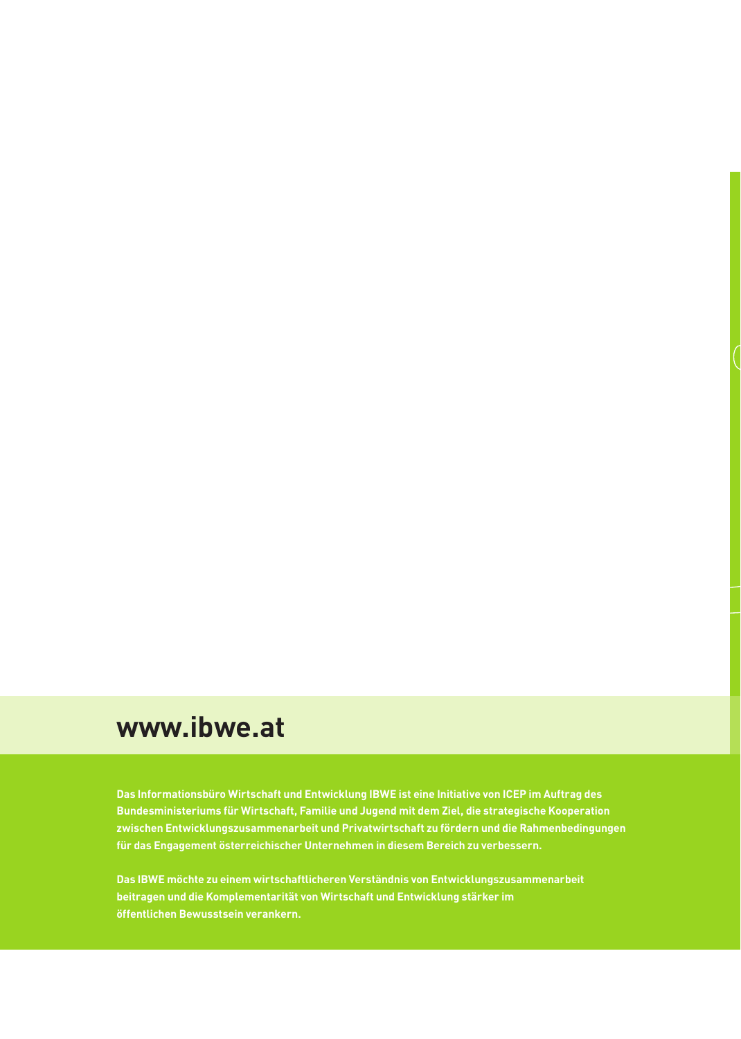**www.ibwe.at**

Das Informationsbüro Wirtschaft und Entwicklung IBWE ist eine Initiative von ICEP im Auftrag des Bundesministeriums für Wirtschaft, Familie und Jugend mit dem Ziel, die strategische Kooperation zwischen Entwicklungszusammenarbeit und Privatwirtschaft zu fördern und die Rahmenbedingungen für das Engagement österreichischer Unternehmen in diesem Bereich zu verbessern.

Das IBWE möchte zu einem wirtschaftlicheren Verständnis von Entwicklungszusammenarbeit beitragen und die Komplementarität von Wirtschaft und Entwicklung stärker im öffentlichen Bewusstsein verankern.